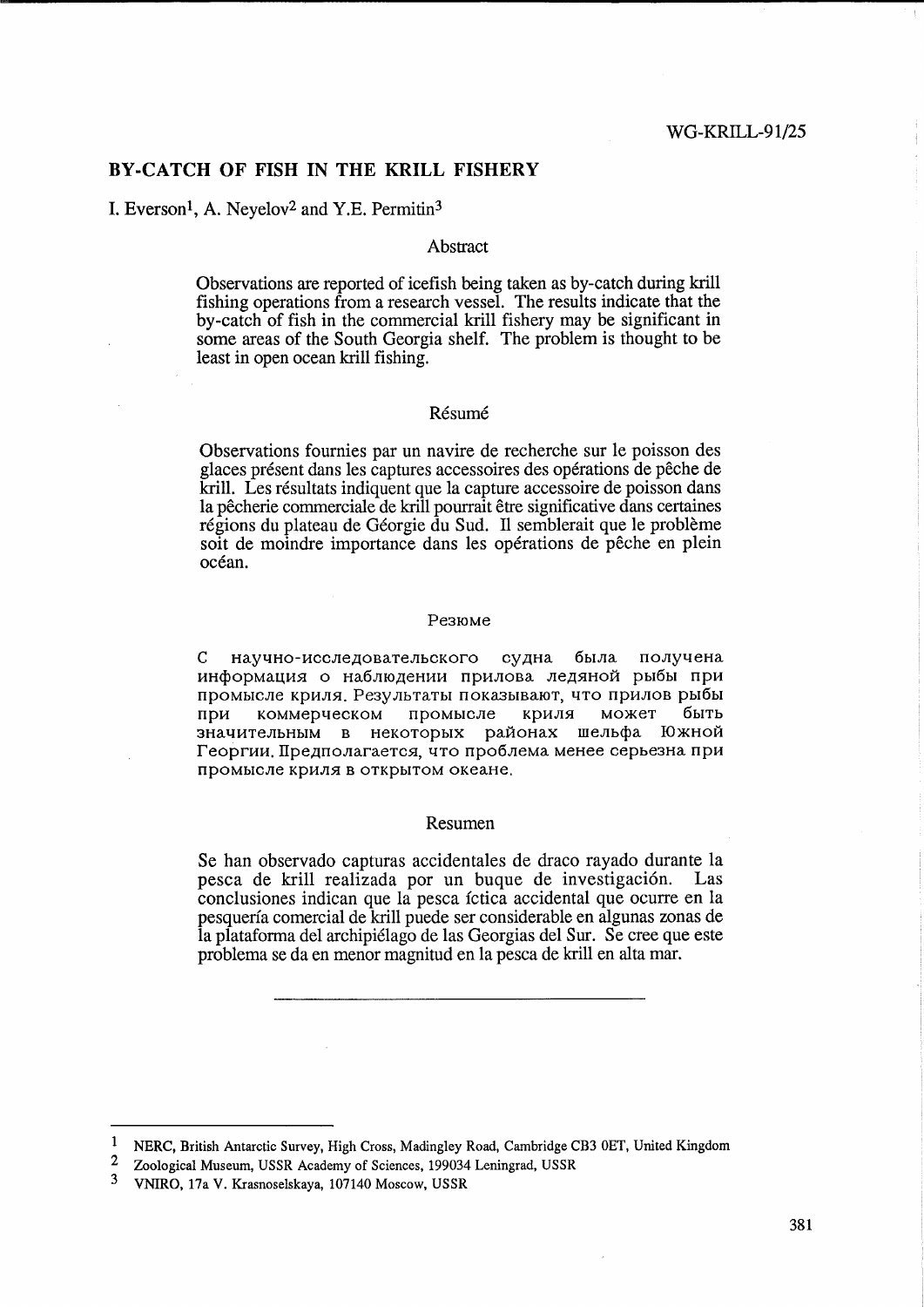WG-KRILL-91/25

# BY-CATCH OF FISH IN THE KRILL FISHERY

I. Everson[1], A. Neyelov[2] and Y.E. Permitin[3]

## Abstract

Observations are reported of icefish being taken as by-catch during krill fishing operations from a research vessel. The results indicate that the by-catch of fish in the commercial krill fishery may be significant in some areas of the South Georgia shelf. The problem is thought to be least in open ocean krill fishing.

## Résumé

Observations fournies par un navire de recherche sur le poisson des glaces présent dans les captures accessoires des opérations de pêche de krill. Les résultats indiquent que la capture accessoire de poisson dans la pêcherie commerciale de krill pourrait être significative dans certaines régions du plateau de Géorgie du Sud. Il semblerait que le problème soit de moindre importance dans les opérations de pêche en plein océan.

## Резюме

С научно-исследовательского судна была получена информация о наблюдении прилова ледяной рыбы при промысле криля. Результаты показывают, что прилов рыбы при коммерческом промысле криля может быть значительным в некоторых районах шельфа Южной Георгии. Предполагается, что проблема менее серьезна при промысле криля в открытом океане.

## Resumen

Se han observado capturas accidentales de draco rayado durante la pesca de krill realizada por un buque de investigación. Las conclusiones indican que la pesca íctica accidental que ocurre en la pesquería comercial de krill puede ser considerable en algunas zonas de la plataforma del archipiélago de las Georgias del Sur. Se cree que este problema se da en menor magnitud en la pesca de krill en alta mar.

---

[1] NERC, British Antarctic Survey, High Cross, Madingley Road, Cambridge CB3 0ET, United Kingdom

[2] Zoological Museum, USSR Academy of Sciences, 199034 Leningrad, USSR

[3] VNIRO, 17a V. Krasnoselskaya, 107140 Moscow, USSR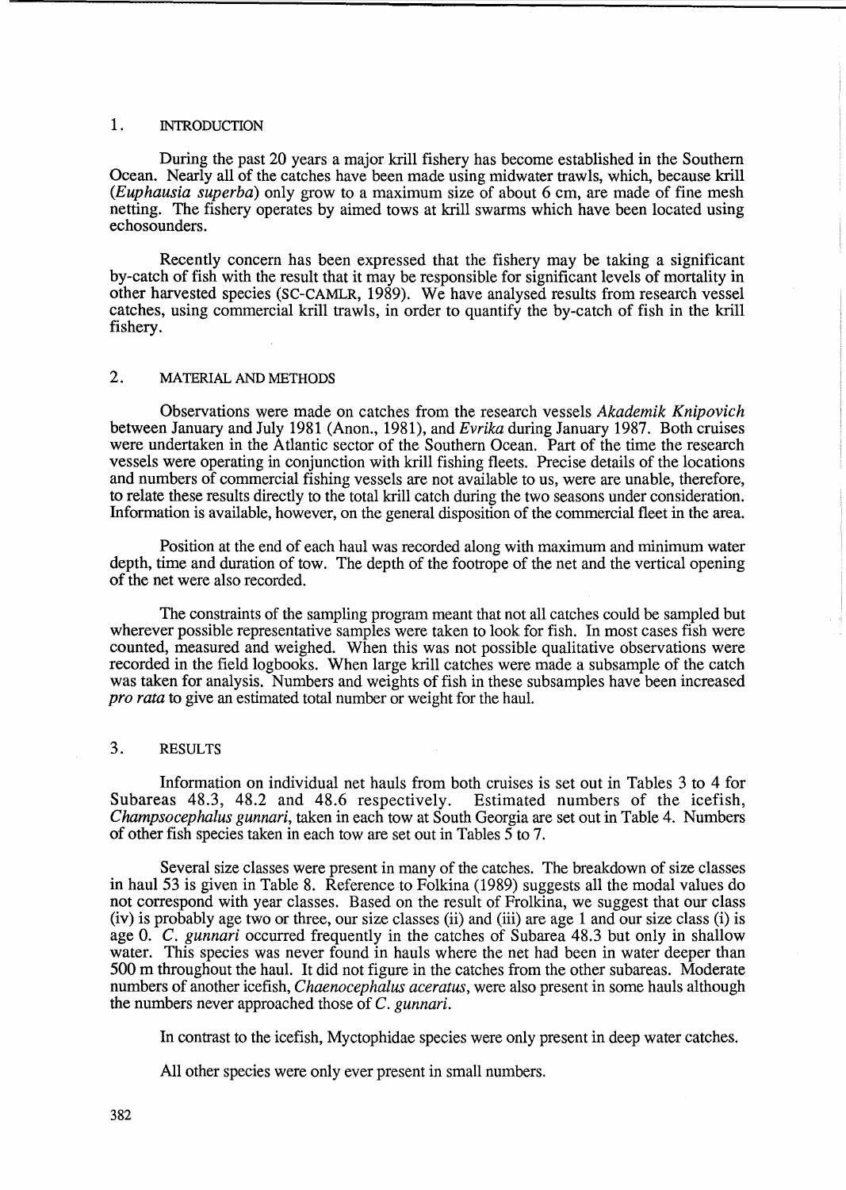## 1. INTRODUCTION

During the past 20 years a major krill fishery has become established in the Southern Ocean. Nearly all of the catches have been made using midwater trawls, which, because krill (*Euphausia superba*) only grow to a maximum size of about 6 cm, are made of fine mesh netting. The fishery operates by aimed tows at krill swarms which have been located using echosounders.

Recently concern has been expressed that the fishery may be taking a significant by-catch of fish with the result that it may be responsible for significant levels of mortality in other harvested species (SC-CAMLR, 1989). We have analysed results from research vessel catches, using commercial krill trawls, in order to quantify the by-catch of fish in the krill fishery.

## 2. MATERIAL AND METHODS

Observations were made on catches from the research vessels *Akademik Knipovich* between January and July 1981 (Anon., 1981), and *Evrika* during January 1987. Both cruises were undertaken in the Atlantic sector of the Southern Ocean. Part of the time the research vessels were operating in conjunction with krill fishing fleets. Precise details of the locations and numbers of commercial fishing vessels are not available to us, were are unable, therefore, to relate these results directly to the total krill catch during the two seasons under consideration. Information is available, however, on the general disposition of the commercial fleet in the area.

Position at the end of each haul was recorded along with maximum and minimum water depth, time and duration of tow. The depth of the footrope of the net and the vertical opening of the net were also recorded.

The constraints of the sampling program meant that not all catches could be sampled but wherever possible representative samples were taken to look for fish. In most cases fish were counted, measured and weighed. When this was not possible qualitative observations were recorded in the field logbooks. When large krill catches were made a subsample of the catch was taken for analysis. Numbers and weights of fish in these subsamples have been increased *pro rata* to give an estimated total number or weight for the haul.

## 3. RESULTS

Information on individual net hauls from both cruises is set out in Tables 3 to 4 for Subareas 48.3, 48.2 and 48.6 respectively. Estimated numbers of the icefish, *Champsocephalus gunnari*, taken in each tow at South Georgia are set out in Table 4. Numbers of other fish species taken in each tow are set out in Tables 5 to 7.

Several size classes were present in many of the catches. The breakdown of size classes in haul 53 is given in Table 8. Reference to Folkina (1989) suggests all the modal values do not correspond with year classes. Based on the result of Frolkina, we suggest that our class (iv) is probably age two or three, our size classes (ii) and (iii) are age 1 and our size class (i) is age 0. *C. gunnari* occurred frequently in the catches of Subarea 48.3 but only in shallow water. This species was never found in hauls where the net had been in water deeper than 500 m throughout the haul. It did not figure in the catches from the other subareas. Moderate numbers of another icefish, *Chaenocephalus aceratus*, were also present in some hauls although the numbers never approached those of *C. gunnari*.

In contrast to the icefish, Myctophidae species were only present in deep water catches.

All other species were only ever present in small numbers.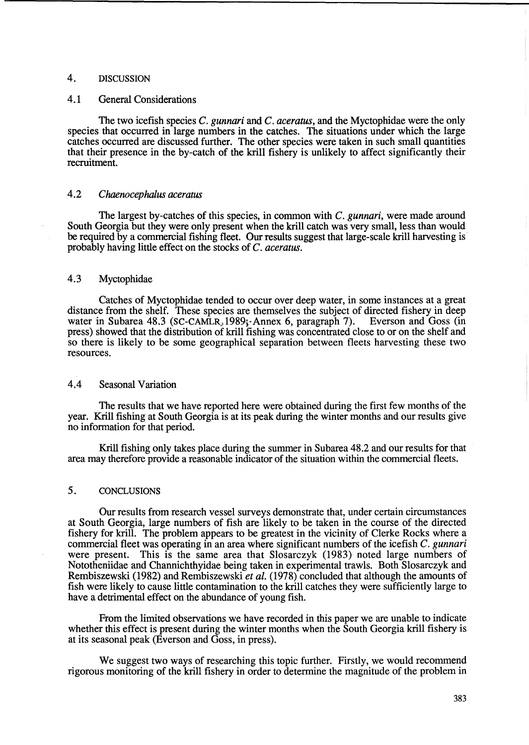## 4. DISCUSSION

### 4.1 General Considerations

The two icefish species *C. gunnari* and *C. aceratus*, and the Myctophidae were the only species that occurred in large numbers in the catches. The situations under which the large catches occurred are discussed further. The other species were taken in such small quantities that their presence in the by-catch of the krill fishery is unlikely to affect significantly their recruitment.

### 4.2 *Chaenocephalus aceratus*

The largest by-catches of this species, in common with *C. gunnari*, were made around South Georgia but they were only present when the krill catch was very small, less than would be required by a commercial fishing fleet. Our results suggest that large-scale krill harvesting is probably having little effect on the stocks of *C. aceratus*.

### 4.3 Myctophidae

Catches of Myctophidae tended to occur over deep water, in some instances at a great distance from the shelf. These species are themselves the subject of directed fishery in deep water in Subarea 48.3 (SC-CAMLR, 1989; Annex 6, paragraph 7). Everson and Goss (in press) showed that the distribution of krill fishing was concentrated close to or on the shelf and so there is likely to be some geographical separation between fleets harvesting these two resources.

### 4.4 Seasonal Variation

The results that we have reported here were obtained during the first few months of the year. Krill fishing at South Georgia is at its peak during the winter months and our results give no information for that period.

Krill fishing only takes place during the summer in Subarea 48.2 and our results for that area may therefore provide a reasonable indicator of the situation within the commercial fleets.

## 5. CONCLUSIONS

Our results from research vessel surveys demonstrate that, under certain circumstances at South Georgia, large numbers of fish are likely to be taken in the course of the directed fishery for krill. The problem appears to be greatest in the vicinity of Clerke Rocks where a commercial fleet was operating in an area where significant numbers of the icefish *C. gunnari* were present. This is the same area that Slosarczyk (1983) noted large numbers of Nototheniidae and Channichthyidae being taken in experimental trawls. Both Slosarczyk and Rembiszewski (1982) and Rembiszewski *et al.* (1978) concluded that although the amounts of fish were likely to cause little contamination to the krill catches they were sufficiently large to have a detrimental effect on the abundance of young fish.

From the limited observations we have recorded in this paper we are unable to indicate whether this effect is present during the winter months when the South Georgia krill fishery is at its seasonal peak (Everson and Goss, in press).

We suggest two ways of researching this topic further. Firstly, we would recommend rigorous monitoring of the krill fishery in order to determine the magnitude of the problem in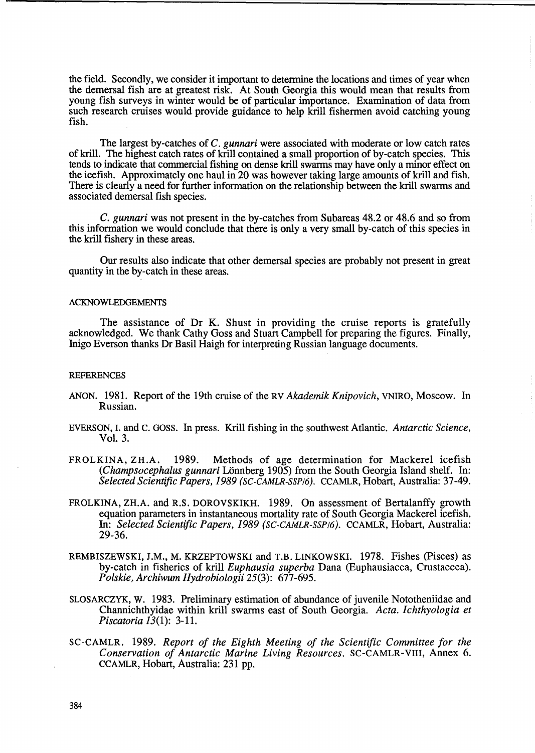the field. Secondly, we consider it important to determine the locations and times of year when the demersal fish are at greatest risk. At South Georgia this would mean that results from young fish surveys in winter would be of particular importance. Examination of data from such research cruises would provide guidance to help krill fishermen avoid catching young fish.

The largest by-catches of *C. gunnari* were associated with moderate or low catch rates of krill. The highest catch rates of krill contained a small proportion of by-catch species. This tends to indicate that commercial fishing on dense krill swarms may have only a minor effect on the icefish. Approximately one haul in 20 was however taking large amounts of krill and fish. There is clearly a need for further information on the relationship between the krill swarms and associated demersal fish species.

*C. gunnari* was not present in the by-catches from Subareas 48.2 or 48.6 and so from this information we would conclude that there is only a very small by-catch of this species in the krill fishery in these areas.

Our results also indicate that other demersal species are probably not present in great quantity in the by-catch in these areas.

## ACKNOWLEDGEMENTS

The assistance of Dr K. Shust in providing the cruise reports is gratefully acknowledged. We thank Cathy Goss and Stuart Campbell for preparing the figures. Finally, Inigo Everson thanks Dr Basil Haigh for interpreting Russian language documents.

## REFERENCES

ANON. 1981. Report of the 19th cruise of the RV *Akademik Knipovich*, VNIRO, Moscow. In Russian.

EVERSON, I. and C. GOSS. In press. Krill fishing in the southwest Atlantic. *Antarctic Science*, Vol. 3.

FROLKINA, ZH.A. 1989. Methods of age determination for Mackerel icefish (*Champsocephalus gunnari* Lönnberg 1905) from the South Georgia Island shelf. In: *Selected Scientific Papers, 1989 (SC-CAMLR-SSP/6)*. CCAMLR, Hobart, Australia: 37-49.

FROLKINA, ZH.A. and R.S. DOROVSKIKH. 1989. On assessment of Bertalanffy growth equation parameters in instantaneous mortality rate of South Georgia Mackerel icefish. In: *Selected Scientific Papers, 1989 (SC-CAMLR-SSP/6)*. CCAMLR, Hobart, Australia: 29-36.

REMBISZEWSKI, J.M., M. KRZEPTOWSKI and T.B. LINKOWSKI. 1978. Fishes (Pisces) as by-catch in fisheries of krill *Euphausia superba* Dana (Euphausiacea, Crustaecea). *Polskie, Archiwum Hydrobiologii 25*(3): 677-695.

SLOSARCZYK, W. 1983. Preliminary estimation of abundance of juvenile Nototheniidae and Channichthyidae within krill swarms east of South Georgia. *Acta. Ichthyologia et Piscatoria 13*(1): 3-11.

SC-CAMLR. 1989. *Report of the Eighth Meeting of the Scientific Committee for the Conservation of Antarctic Marine Living Resources*. SC-CAMLR-VIII, Annex 6. CCAMLR, Hobart, Australia: 231 pp.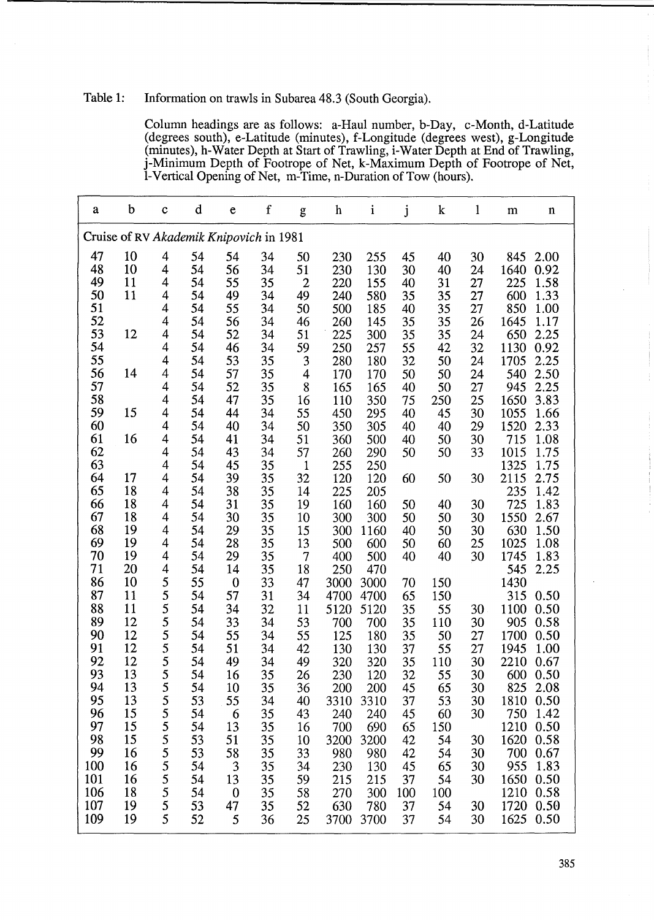Table 1: Information on trawls in Subarea 48.3 (South Georgia).

Column headings are as follows: a-Haul number, b-Day, c-Month, d-Latitude (degrees south), e-Latitude (minutes), f-Longitude (degrees west), g-Longitude (minutes), h-Water Depth at Start of Trawling, i-Water Depth at End of Trawling, j-Minimum Depth of Footrope of Net, k-Maximum Depth of Footrope of Net, l-Vertical Opening of Net, m-Time, n-Duration of Tow (hours).

| a | b | c | d | e | f | g | h | i | j | k | l | m | n |
|---|---|---|---|---|---|---|---|---|---|---|---|---|---|
| Cruise of RV *Akademik Knipovich* in 1981 | | | | | | | | | | | | | |
| 47 | 10 | 4 | 54 | 54 | 34 | 50 | 230 | 255 | 45 | 40 | 30 | 845 | 2.00 |
| 48 | 10 | 4 | 54 | 56 | 34 | 51 | 230 | 130 | 30 | 40 | 24 | 1640 | 0.92 |
| 49 | 11 | 4 | 54 | 55 | 35 | 2 | 220 | 155 | 40 | 31 | 27 | 225 | 1.58 |
| 50 | 11 | 4 | 54 | 49 | 34 | 49 | 240 | 580 | 35 | 35 | 27 | 600 | 1.33 |
| 51 | | 4 | 54 | 55 | 34 | 50 | 500 | 185 | 40 | 35 | 27 | 850 | 1.00 |
| 52 | | 4 | 54 | 56 | 34 | 46 | 260 | 145 | 35 | 35 | 26 | 1645 | 1.17 |
| 53 | 12 | 4 | 54 | 52 | 34 | 51 | 225 | 300 | 35 | 35 | 24 | 650 | 2.25 |
| 54 | | 4 | 54 | 46 | 34 | 59 | 250 | 257 | 55 | 42 | 32 | 1130 | 0.92 |
| 55 | | 4 | 54 | 53 | 35 | 3 | 280 | 180 | 32 | 50 | 24 | 1705 | 2.25 |
| 56 | 14 | 4 | 54 | 57 | 35 | 4 | 170 | 170 | 50 | 50 | 24 | 540 | 2.50 |
| 57 | | 4 | 54 | 52 | 35 | 8 | 165 | 165 | 40 | 50 | 27 | 945 | 2.25 |
| 58 | | 4 | 54 | 47 | 35 | 16 | 110 | 350 | 75 | 250 | 25 | 1650 | 3.83 |
| 59 | 15 | 4 | 54 | 44 | 34 | 55 | 450 | 295 | 40 | 45 | 30 | 1055 | 1.66 |
| 60 | | 4 | 54 | 40 | 34 | 50 | 350 | 305 | 40 | 40 | 29 | 1520 | 2.33 |
| 61 | 16 | 4 | 54 | 41 | 34 | 51 | 360 | 500 | 40 | 50 | 30 | 715 | 1.08 |
| 62 | | 4 | 54 | 43 | 34 | 57 | 260 | 290 | 50 | 50 | 33 | 1015 | 1.75 |
| 63 | | 4 | 54 | 45 | 35 | 1 | 255 | 250 | | | | 1325 | 1.75 |
| 64 | 17 | 4 | 54 | 39 | 35 | 32 | 120 | 120 | 60 | 50 | 30 | 2115 | 2.75 |
| 65 | 18 | 4 | 54 | 38 | 35 | 14 | 225 | 205 | | | | 235 | 1.42 |
| 66 | 18 | 4 | 54 | 31 | 35 | 19 | 160 | 160 | 50 | 40 | 30 | 725 | 1.83 |
| 67 | 18 | 4 | 54 | 30 | 35 | 10 | 300 | 300 | 50 | 50 | 30 | 1550 | 2.67 |
| 68 | 19 | 4 | 54 | 29 | 35 | 15 | 300 | 1160 | 40 | 50 | 30 | 630 | 1.50 |
| 69 | 19 | 4 | 54 | 28 | 35 | 13 | 500 | 600 | 50 | 60 | 25 | 1025 | 1.08 |
| 70 | 19 | 4 | 54 | 29 | 35 | 7 | 400 | 500 | 40 | 40 | 30 | 1745 | 1.83 |
| 71 | 20 | 4 | 54 | 14 | 35 | 18 | 250 | 470 | | | | 545 | 2.25 |
| 86 | 10 | 5 | 55 | 0 | 33 | 47 | 3000 | 3000 | 70 | 150 | | 1430 | |
| 87 | 11 | 5 | 54 | 57 | 31 | 34 | 4700 | 4700 | 65 | 150 | | 315 | 0.50 |
| 88 | 11 | 5 | 54 | 34 | 32 | 11 | 5120 | 5120 | 35 | 55 | 30 | 1100 | 0.50 |
| 89 | 12 | 5 | 54 | 33 | 34 | 53 | 700 | 700 | 35 | 110 | 30 | 905 | 0.58 |
| 90 | 12 | 5 | 54 | 55 | 34 | 55 | 125 | 180 | 35 | 50 | 27 | 1700 | 0.50 |
| 91 | 12 | 5 | 54 | 51 | 34 | 42 | 130 | 130 | 37 | 55 | 27 | 1945 | 1.00 |
| 92 | 12 | 5 | 54 | 49 | 34 | 49 | 320 | 320 | 35 | 110 | 30 | 2210 | 0.67 |
| 93 | 13 | 5 | 54 | 16 | 35 | 26 | 230 | 120 | 32 | 55 | 30 | 600 | 0.50 |
| 94 | 13 | 5 | 54 | 10 | 35 | 36 | 200 | 200 | 45 | 65 | 30 | 825 | 2.08 |
| 95 | 13 | 5 | 53 | 55 | 34 | 40 | 3310 | 3310 | 37 | 53 | 30 | 1810 | 0.50 |
| 96 | 15 | 5 | 54 | 6 | 35 | 43 | 240 | 240 | 45 | 60 | 30 | 750 | 1.42 |
| 97 | 15 | 5 | 54 | 13 | 35 | 16 | 700 | 690 | 65 | 150 | | 1210 | 0.50 |
| 98 | 15 | 5 | 53 | 51 | 35 | 10 | 3200 | 3200 | 42 | 54 | 30 | 1620 | 0.58 |
| 99 | 16 | 5 | 53 | 58 | 35 | 33 | 980 | 980 | 42 | 54 | 30 | 700 | 0.67 |
| 100 | 16 | 5 | 54 | 3 | 35 | 34 | 230 | 130 | 45 | 65 | 30 | 955 | 1.83 |
| 101 | 16 | 5 | 54 | 13 | 35 | 59 | 215 | 215 | 37 | 54 | 30 | 1650 | 0.50 |
| 106 | 18 | 5 | 54 | 0 | 35 | 58 | 270 | 300 | 100 | 100 | | 1210 | 0.58 |
| 107 | 19 | 5 | 53 | 47 | 35 | 52 | 630 | 780 | 37 | 54 | 30 | 1720 | 0.50 |
| 109 | 19 | 5 | 52 | 5 | 36 | 25 | 3700 | 3700 | 37 | 54 | 30 | 1625 | 0.50 |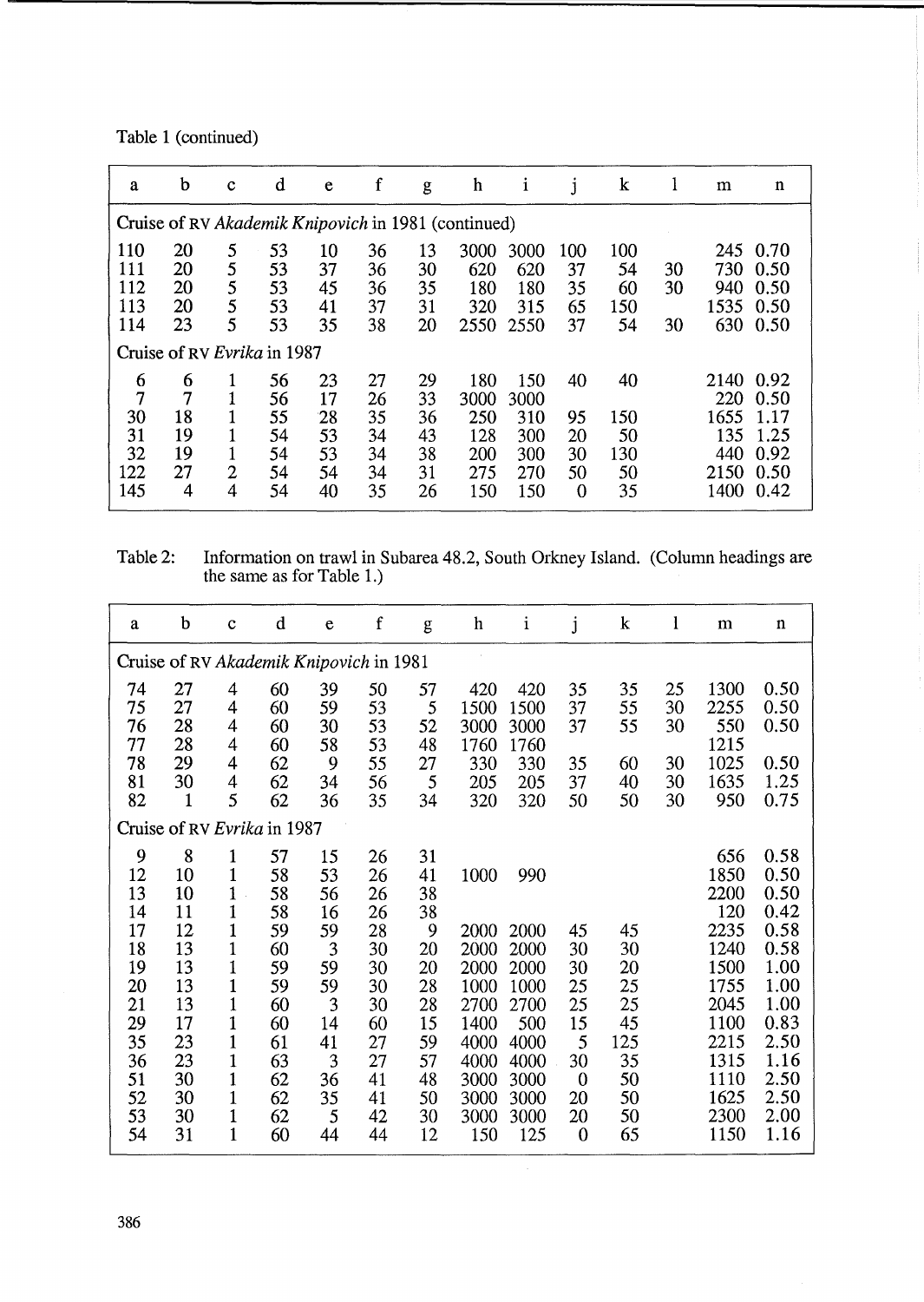Table 1 (continued)

| a | b | c | d | e | f | g | h | i | j | k | l | m | n |
|---|---|---|---|---|---|---|---|---|---|---|---|---|---|
| Cruise of RV *Akademik Knipovich* in 1981 (continued) | | | | | | | | | | | | | |
| 110 | 20 | 5 | 53 | 10 | 36 | 13 | 3000 | 3000 | 100 | 100 | | 245 | 0.70 |
| 111 | 20 | 5 | 53 | 37 | 36 | 30 | 620 | 620 | 37 | 54 | 30 | 730 | 0.50 |
| 112 | 20 | 5 | 53 | 45 | 36 | 35 | 180 | 180 | 35 | 60 | 30 | 940 | 0.50 |
| 113 | 20 | 5 | 53 | 41 | 37 | 31 | 320 | 315 | 65 | 150 | | 1535 | 0.50 |
| 114 | 23 | 5 | 53 | 35 | 38 | 20 | 2550 | 2550 | 37 | 54 | 30 | 630 | 0.50 |
| Cruise of RV *Evrika* in 1987 | | | | | | | | | | | | | |
| 6 | 6 | 1 | 56 | 23 | 27 | 29 | 180 | 150 | 40 | 40 | | 2140 | 0.92 |
| 7 | 7 | 1 | 56 | 17 | 26 | 33 | 3000 | 3000 | | | | 220 | 0.50 |
| 30 | 18 | 1 | 55 | 28 | 35 | 36 | 250 | 310 | 95 | 150 | | 1655 | 1.17 |
| 31 | 19 | 1 | 54 | 53 | 34 | 43 | 128 | 300 | 20 | 50 | | 135 | 1.25 |
| 32 | 19 | 1 | 54 | 53 | 34 | 38 | 200 | 300 | 30 | 130 | | 440 | 0.92 |
| 122 | 27 | 2 | 54 | 54 | 34 | 31 | 275 | 270 | 50 | 50 | | 2150 | 0.50 |
| 145 | 4 | 4 | 54 | 40 | 35 | 26 | 150 | 150 | 0 | 35 | | 1400 | 0.42 |

Table 2: Information on trawl in Subarea 48.2, South Orkney Island. (Column headings are the same as for Table 1.)

| a | b | c | d | e | f | g | h | i | j | k | l | m | n |
|---|---|---|---|---|---|---|---|---|---|---|---|---|---|
| Cruise of RV *Akademik Knipovich* in 1981 | | | | | | | | | | | | | |
| 74 | 27 | 4 | 60 | 39 | 50 | 57 | 420 | 420 | 35 | 35 | 25 | 1300 | 0.50 |
| 75 | 27 | 4 | 60 | 59 | 53 | 5 | 1500 | 1500 | 37 | 55 | 30 | 2255 | 0.50 |
| 76 | 28 | 4 | 60 | 30 | 53 | 52 | 3000 | 3000 | 37 | 55 | 30 | 550 | 0.50 |
| 77 | 28 | 4 | 60 | 58 | 53 | 48 | 1760 | 1760 | | | | 1215 | |
| 78 | 29 | 4 | 62 | 9 | 55 | 27 | 330 | 330 | 35 | 60 | 30 | 1025 | 0.50 |
| 81 | 30 | 4 | 62 | 34 | 56 | 5 | 205 | 205 | 37 | 40 | 30 | 1635 | 1.25 |
| 82 | 1 | 5 | 62 | 36 | 35 | 34 | 320 | 320 | 50 | 50 | 30 | 950 | 0.75 |
| Cruise of RV *Evrika* in 1987 | | | | | | | | | | | | | |
| 9 | 8 | 1 | 57 | 15 | 26 | 31 | | | | | | 656 | 0.58 |
| 12 | 10 | 1 | 58 | 53 | 26 | 41 | 1000 | 990 | | | | 1850 | 0.50 |
| 13 | 10 | 1 | 58 | 56 | 26 | 38 | | | | | | 2200 | 0.50 |
| 14 | 11 | 1 | 58 | 16 | 26 | 38 | | | | | | 120 | 0.42 |
| 17 | 12 | 1 | 59 | 59 | 28 | 9 | 2000 | 2000 | 45 | 45 | | 2235 | 0.58 |
| 18 | 13 | 1 | 60 | 3 | 30 | 20 | 2000 | 2000 | 30 | 30 | | 1240 | 0.58 |
| 19 | 13 | 1 | 59 | 59 | 30 | 20 | 2000 | 2000 | 30 | 20 | | 1500 | 1.00 |
| 20 | 13 | 1 | 59 | 59 | 30 | 28 | 1000 | 1000 | 25 | 25 | | 1755 | 1.00 |
| 21 | 13 | 1 | 60 | 3 | 30 | 28 | 2700 | 2700 | 25 | 25 | | 2045 | 1.00 |
| 29 | 17 | 1 | 60 | 14 | 60 | 15 | 1400 | 500 | 15 | 45 | | 1100 | 0.83 |
| 35 | 23 | 1 | 61 | 41 | 27 | 59 | 4000 | 4000 | 5 | 125 | | 2215 | 2.50 |
| 36 | 23 | 1 | 63 | 3 | 27 | 57 | 4000 | 4000 | 30 | 35 | | 1315 | 1.16 |
| 51 | 30 | 1 | 62 | 36 | 41 | 48 | 3000 | 3000 | 0 | 50 | | 1110 | 2.50 |
| 52 | 30 | 1 | 62 | 35 | 41 | 50 | 3000 | 3000 | 20 | 50 | | 1625 | 2.50 |
| 53 | 30 | 1 | 62 | 5 | 42 | 30 | 3000 | 3000 | 20 | 50 | | 2300 | 2.00 |
| 54 | 31 | 1 | 60 | 44 | 44 | 12 | 150 | 125 | 0 | 65 | | 1150 | 1.16 |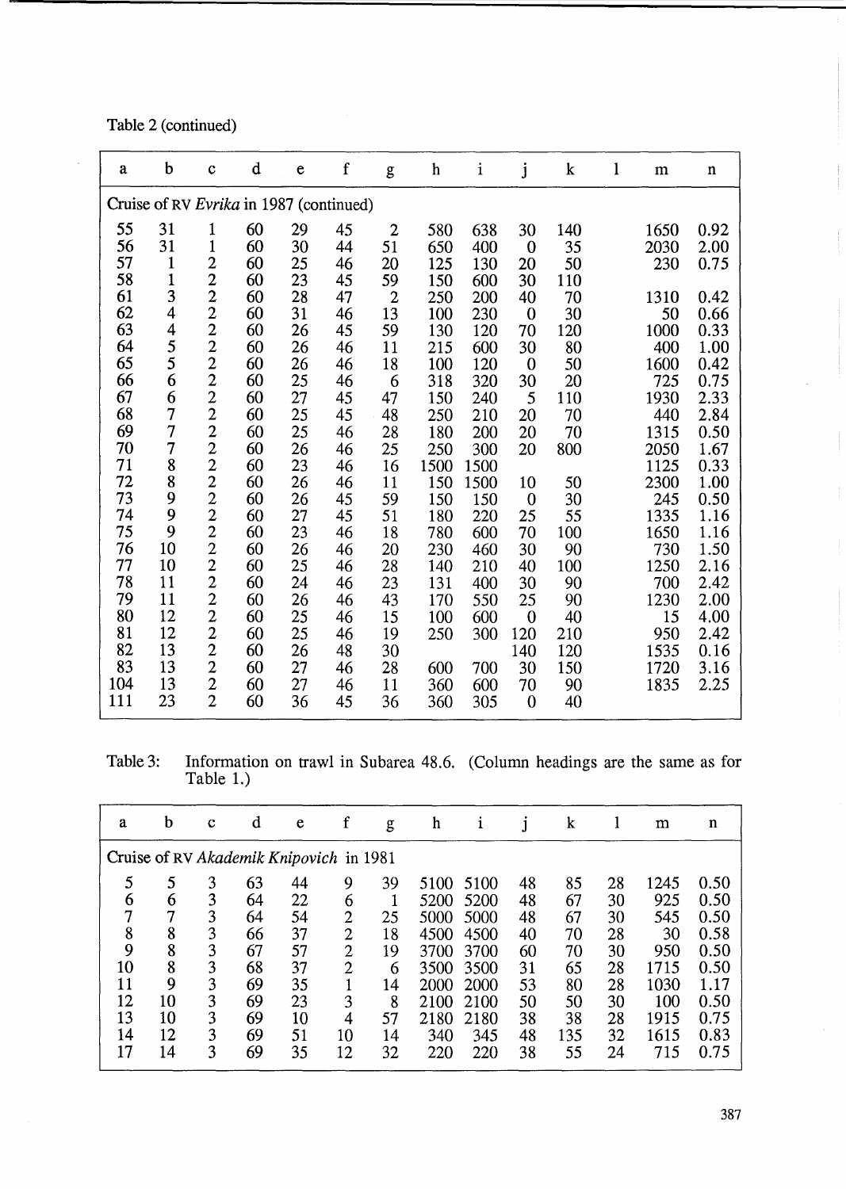Table 2 (continued)

| a | b | c | d | e | f | g | h | i | j | k | l | m | n |
|---|---|---|---|---|---|---|---|---|---|---|---|---|---|
| Cruise of RV *Evrika* in 1987 (continued) | | | | | | | | | | | | | |
| 55 | 31 | 1 | 60 | 29 | 45 | 2 | 580 | 638 | 30 | 140 | | 1650 | 0.92 |
| 56 | 31 | 1 | 60 | 30 | 44 | 51 | 650 | 400 | 0 | 35 | | 2030 | 2.00 |
| 57 | 1 | 2 | 60 | 25 | 46 | 20 | 125 | 130 | 20 | 50 | | 230 | 0.75 |
| 58 | 1 | 2 | 60 | 23 | 45 | 59 | 150 | 600 | 30 | 110 | | | |
| 61 | 3 | 2 | 60 | 28 | 47 | 2 | 250 | 200 | 40 | 70 | | 1310 | 0.42 |
| 62 | 4 | 2 | 60 | 31 | 46 | 13 | 100 | 230 | 0 | 30 | | 50 | 0.66 |
| 63 | 4 | 2 | 60 | 26 | 45 | 59 | 130 | 120 | 70 | 120 | | 1000 | 0.33 |
| 64 | 5 | 2 | 60 | 26 | 46 | 11 | 215 | 600 | 30 | 80 | | 400 | 1.00 |
| 65 | 5 | 2 | 60 | 26 | 46 | 18 | 100 | 120 | 0 | 50 | | 1600 | 0.42 |
| 66 | 6 | 2 | 60 | 25 | 46 | 6 | 318 | 320 | 30 | 20 | | 725 | 0.75 |
| 67 | 6 | 2 | 60 | 27 | 45 | 47 | 150 | 240 | 5 | 110 | | 1930 | 2.33 |
| 68 | 7 | 2 | 60 | 25 | 45 | 48 | 250 | 210 | 20 | 70 | | 440 | 2.84 |
| 69 | 7 | 2 | 60 | 25 | 46 | 28 | 180 | 200 | 20 | 70 | | 1315 | 0.50 |
| 70 | 7 | 2 | 60 | 26 | 46 | 25 | 250 | 300 | 20 | 800 | | 2050 | 1.67 |
| 71 | 8 | 2 | 60 | 23 | 46 | 16 | 1500 | 1500 | | | | 1125 | 0.33 |
| 72 | 8 | 2 | 60 | 26 | 46 | 11 | 150 | 1500 | 10 | 50 | | 2300 | 1.00 |
| 73 | 9 | 2 | 60 | 26 | 45 | 59 | 150 | 150 | 0 | 30 | | 245 | 0.50 |
| 74 | 9 | 2 | 60 | 27 | 45 | 51 | 180 | 220 | 25 | 55 | | 1335 | 1.16 |
| 75 | 9 | 2 | 60 | 23 | 46 | 18 | 780 | 600 | 70 | 100 | | 1650 | 1.16 |
| 76 | 10 | 2 | 60 | 26 | 46 | 20 | 230 | 460 | 30 | 90 | | 730 | 1.50 |
| 77 | 10 | 2 | 60 | 25 | 46 | 28 | 140 | 210 | 40 | 100 | | 1250 | 2.16 |
| 78 | 11 | 2 | 60 | 24 | 46 | 23 | 131 | 400 | 30 | 90 | | 700 | 2.42 |
| 79 | 11 | 2 | 60 | 26 | 46 | 43 | 170 | 550 | 25 | 90 | | 1230 | 2.00 |
| 80 | 12 | 2 | 60 | 25 | 46 | 15 | 100 | 600 | 0 | 40 | | 15 | 4.00 |
| 81 | 12 | 2 | 60 | 25 | 46 | 19 | 250 | 300 | 120 | 210 | | 950 | 2.42 |
| 82 | 13 | 2 | 60 | 26 | 48 | 30 | | | 140 | 120 | | 1535 | 0.16 |
| 83 | 13 | 2 | 60 | 27 | 46 | 28 | 600 | 700 | 30 | 150 | | 1720 | 3.16 |
| 104 | 13 | 2 | 60 | 27 | 46 | 11 | 360 | 600 | 70 | 90 | | 1835 | 2.25 |
| 111 | 23 | 2 | 60 | 36 | 45 | 36 | 360 | 305 | 0 | 40 | | | |

Table 3: Information on trawl in Subarea 48.6. (Column headings are the same as for Table 1.)

| a | b | c | d | e | f | g | h | i | j | k | l | m | n |
|---|---|---|---|---|---|---|---|---|---|---|---|---|---|
| Cruise of RV *Akademik Knipovich* in 1981 | | | | | | | | | | | | | |
| 5 | 5 | 3 | 63 | 44 | 9 | 39 | 5100 | 5100 | 48 | 85 | 28 | 1245 | 0.50 |
| 6 | 6 | 3 | 64 | 22 | 6 | 1 | 5200 | 5200 | 48 | 67 | 30 | 925 | 0.50 |
| 7 | 7 | 3 | 64 | 54 | 2 | 25 | 5000 | 5000 | 48 | 67 | 30 | 545 | 0.50 |
| 8 | 8 | 3 | 66 | 37 | 2 | 18 | 4500 | 4500 | 40 | 70 | 28 | 30 | 0.58 |
| 9 | 8 | 3 | 67 | 57 | 2 | 19 | 3700 | 3700 | 60 | 70 | 30 | 950 | 0.50 |
| 10 | 8 | 3 | 68 | 37 | 2 | 6 | 3500 | 3500 | 31 | 65 | 28 | 1715 | 0.50 |
| 11 | 9 | 3 | 69 | 35 | 1 | 14 | 2000 | 2000 | 53 | 80 | 28 | 1030 | 1.17 |
| 12 | 10 | 3 | 69 | 23 | 3 | 8 | 2100 | 2100 | 50 | 50 | 30 | 100 | 0.50 |
| 13 | 10 | 3 | 69 | 10 | 4 | 57 | 2180 | 2180 | 38 | 38 | 28 | 1915 | 0.75 |
| 14 | 12 | 3 | 69 | 51 | 10 | 14 | 340 | 345 | 48 | 135 | 32 | 1615 | 0.83 |
| 17 | 14 | 3 | 69 | 35 | 12 | 32 | 220 | 220 | 38 | 55 | 24 | 715 | 0.75 |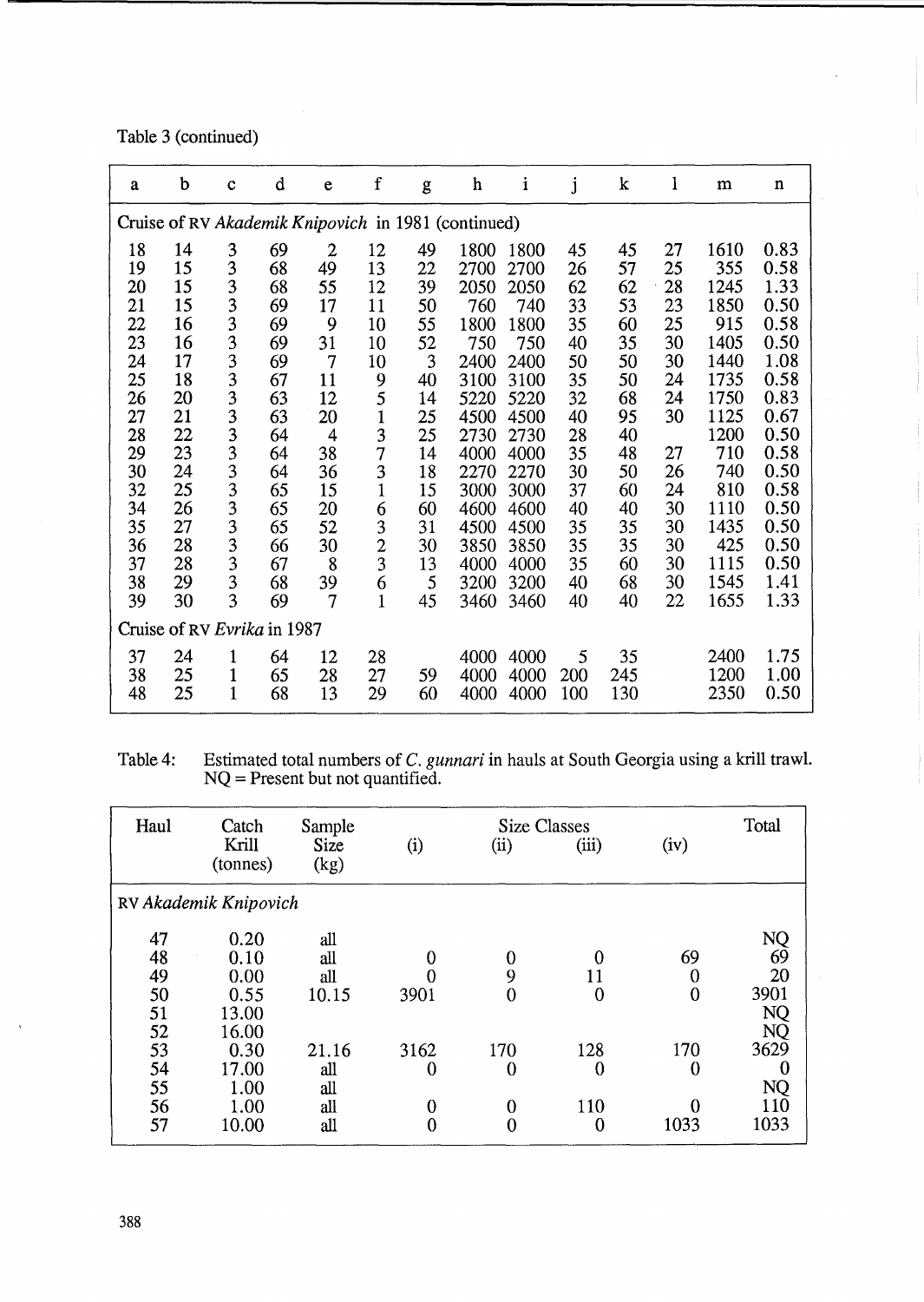Table 3 (continued)

| a | b | c | d | e | f | g | h | i | j | k | l | m | n |
|---|---|---|---|---|---|---|---|---|---|---|---|---|---|
| Cruise of RV *Akademik Knipovich* in 1981 (continued) | | | | | | | | | | | | | |
| 18 | 14 | 3 | 69 | 2 | 12 | 49 | 1800 | 1800 | 45 | 45 | 27 | 1610 | 0.83 |
| 19 | 15 | 3 | 68 | 49 | 13 | 22 | 2700 | 2700 | 26 | 57 | 25 | 355 | 0.58 |
| 20 | 15 | 3 | 68 | 55 | 12 | 39 | 2050 | 2050 | 62 | 62 | 28 | 1245 | 1.33 |
| 21 | 15 | 3 | 69 | 17 | 11 | 50 | 760 | 740 | 33 | 53 | 23 | 1850 | 0.50 |
| 22 | 16 | 3 | 69 | 9 | 10 | 55 | 1800 | 1800 | 35 | 60 | 25 | 915 | 0.58 |
| 23 | 16 | 3 | 69 | 31 | 10 | 52 | 750 | 750 | 40 | 35 | 30 | 1405 | 0.50 |
| 24 | 17 | 3 | 69 | 7 | 10 | 3 | 2400 | 2400 | 50 | 50 | 30 | 1440 | 1.08 |
| 25 | 18 | 3 | 67 | 11 | 9 | 40 | 3100 | 3100 | 35 | 50 | 24 | 1735 | 0.58 |
| 26 | 20 | 3 | 63 | 12 | 5 | 14 | 5220 | 5220 | 32 | 68 | 24 | 1750 | 0.83 |
| 27 | 21 | 3 | 63 | 20 | 1 | 25 | 4500 | 4500 | 40 | 95 | 30 | 1125 | 0.67 |
| 28 | 22 | 3 | 64 | 4 | 3 | 25 | 2730 | 2730 | 28 | 40 | | 1200 | 0.50 |
| 29 | 23 | 3 | 64 | 38 | 7 | 14 | 4000 | 4000 | 35 | 48 | 27 | 710 | 0.58 |
| 30 | 24 | 3 | 64 | 36 | 3 | 18 | 2270 | 2270 | 30 | 50 | 26 | 740 | 0.50 |
| 32 | 25 | 3 | 65 | 15 | 1 | 15 | 3000 | 3000 | 37 | 60 | 24 | 810 | 0.58 |
| 34 | 26 | 3 | 65 | 20 | 6 | 60 | 4600 | 4600 | 40 | 40 | 30 | 1110 | 0.50 |
| 35 | 27 | 3 | 65 | 52 | 3 | 31 | 4500 | 4500 | 35 | 35 | 30 | 1435 | 0.50 |
| 36 | 28 | 3 | 66 | 30 | 2 | 30 | 3850 | 3850 | 35 | 35 | 30 | 425 | 0.50 |
| 37 | 28 | 3 | 67 | 8 | 3 | 13 | 4000 | 4000 | 35 | 60 | 30 | 1115 | 0.50 |
| 38 | 29 | 3 | 68 | 39 | 6 | 5 | 3200 | 3200 | 40 | 68 | 30 | 1545 | 1.41 |
| 39 | 30 | 3 | 69 | 7 | 1 | 45 | 3460 | 3460 | 40 | 40 | 22 | 1655 | 1.33 |
| Cruise of RV *Evrika* in 1987 | | | | | | | | | | | | | |
| 37 | 24 | 1 | 64 | 12 | 28 | | 4000 | 4000 | 5 | 35 | | 2400 | 1.75 |
| 38 | 25 | 1 | 65 | 28 | 27 | 59 | 4000 | 4000 | 200 | 245 | | 1200 | 1.00 |
| 48 | 25 | 1 | 68 | 13 | 29 | 60 | 4000 | 4000 | 100 | 130 | | 2350 | 0.50 |

Table 4: Estimated total numbers of *C. gunnari* in hauls at South Georgia using a krill trawl. NQ = Present but not quantified.

| Haul | Catch Krill (tonnes) | Sample Size (kg) | Size Classes (i) | (ii) | (iii) | (iv) | Total |
|---|---|---|---|---|---|---|---|
| RV *Akademik Knipovich* | | | | | | | |
| 47 | 0.20 | all | | | | | NQ |
| 48 | 0.10 | all | 0 | 0 | 0 | 69 | 69 |
| 49 | 0.00 | all | 0 | 9 | 11 | 0 | 20 |
| 50 | 0.55 | 10.15 | 3901 | 0 | 0 | 0 | 3901 |
| 51 | 13.00 | | | | | | NQ |
| 52 | 16.00 | | | | | | NQ |
| 53 | 0.30 | 21.16 | 3162 | 170 | 128 | 170 | 3629 |
| 54 | 17.00 | all | 0 | 0 | 0 | 0 | 0 |
| 55 | 1.00 | all | | | | | NQ |
| 56 | 1.00 | all | 0 | 0 | 110 | 0 | 110 |
| 57 | 10.00 | all | 0 | 0 | 0 | 1033 | 1033 |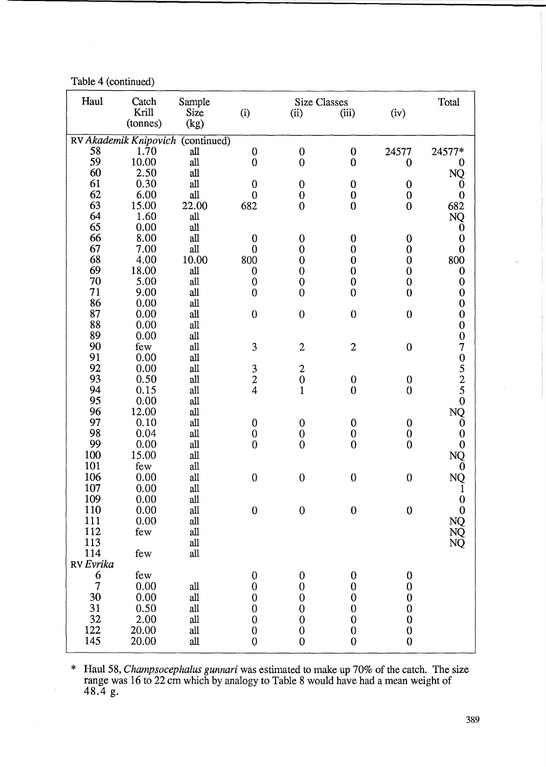Table 4 (continued)

| Haul | Catch Krill (tonnes) | Sample Size (kg) | Size Classes (i) | (ii) | (iii) | (iv) | Total |
|---|---|---|---|---|---|---|---|
| RV *Akademik Knipovich* (continued) | | | | | | | |
| 58 | 1.70 | all | 0 | 0 | 0 | 24577 | 24577* |
| 59 | 10.00 | all | 0 | 0 | 0 | 0 | 0 |
| 60 | 2.50 | all | | | | | NQ |
| 61 | 0.30 | all | 0 | 0 | 0 | 0 | 0 |
| 62 | 6.00 | all | 0 | 0 | 0 | 0 | 0 |
| 63 | 15.00 | 22.00 | 682 | 0 | 0 | 0 | 682 |
| 64 | 1.60 | all | | | | | NQ |
| 65 | 0.00 | all | | | | | 0 |
| 66 | 8.00 | all | 0 | 0 | 0 | 0 | 0 |
| 67 | 7.00 | all | 0 | 0 | 0 | 0 | 0 |
| 68 | 4.00 | 10.00 | 800 | 0 | 0 | 0 | 800 |
| 69 | 18.00 | all | 0 | 0 | 0 | 0 | 0 |
| 70 | 5.00 | all | 0 | 0 | 0 | 0 | 0 |
| 71 | 9.00 | all | 0 | 0 | 0 | 0 | 0 |
| 86 | 0.00 | all | | | | | 0 |
| 87 | 0.00 | all | 0 | 0 | 0 | 0 | 0 |
| 88 | 0.00 | all | | | | | 0 |
| 89 | 0.00 | all | | | | | 0 |
| 90 | few | all | 3 | 2 | 2 | 0 | 7 |
| 91 | 0.00 | all | | | | | 0 |
| 92 | 0.00 | all | 3 | 2 | | | 5 |
| 93 | 0.50 | all | 2 | 0 | 0 | 0 | 2 |
| 94 | 0.15 | all | 4 | 1 | 0 | 0 | 5 |
| 95 | 0.00 | all | | | | | 0 |
| 96 | 12.00 | all | | | | | NQ |
| 97 | 0.10 | all | 0 | 0 | 0 | 0 | 0 |
| 98 | 0.04 | all | 0 | 0 | 0 | 0 | 0 |
| 99 | 0.00 | all | 0 | 0 | 0 | 0 | 0 |
| 100 | 15.00 | all | | | | | NQ |
| 101 | few | all | | | | | 0 |
| 106 | 0.00 | all | 0 | 0 | 0 | 0 | NQ |
| 107 | 0.00 | all | | | | | 1 |
| 109 | 0.00 | all | | | | | 0 |
| 110 | 0.00 | all | 0 | 0 | 0 | 0 | 0 |
| 111 | 0.00 | all | | | | | NQ |
| 112 | few | all | | | | | NQ |
| 113 | | all | | | | | NQ |
| 114 | few | all | | | | | |
| RV *Evrika* | | | | | | | |
| 6 | few | | 0 | 0 | 0 | 0 | |
| 7 | 0.00 | all | 0 | 0 | 0 | 0 | |
| 30 | 0.00 | all | 0 | 0 | 0 | 0 | |
| 31 | 0.50 | all | 0 | 0 | 0 | 0 | |
| 32 | 2.00 | all | 0 | 0 | 0 | 0 | |
| 122 | 20.00 | all | 0 | 0 | 0 | 0 | |
| 145 | 20.00 | all | 0 | 0 | 0 | 0 | |

\* Haul 58, *Champsocephalus gunnari* was estimated to make up 70% of the catch. The size range was 16 to 22 cm which by analogy to Table 8 would have had a mean weight of 48.4 g.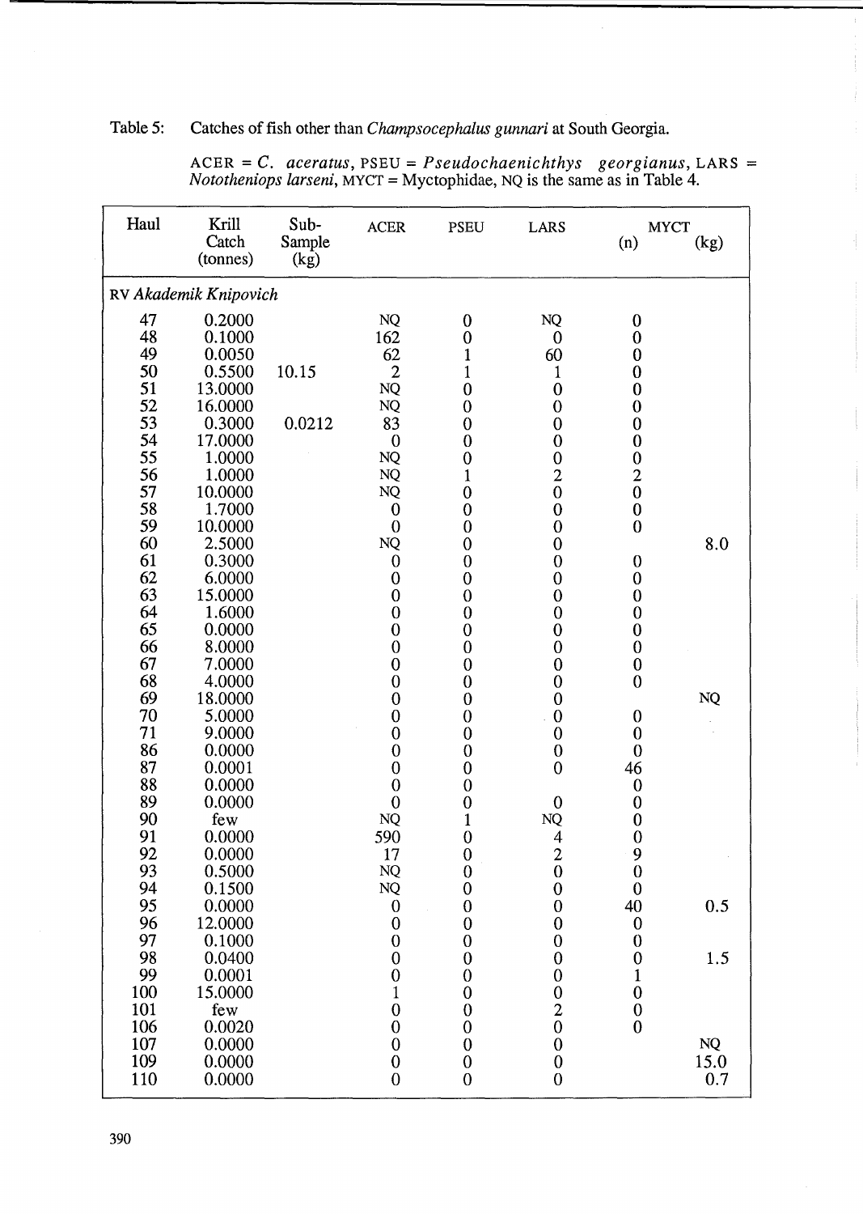Table 5: Catches of fish other than *Champsocephalus gunnari* at South Georgia.

ACER = *C. aceratus*, PSEU = *Pseudochaenichthys georgianus*, LARS = *Nototheniops larseni*, MYCT = Myctophidae, NQ is the same as in Table 4.

| Haul | Krill Catch (tonnes) | Sub-Sample (kg) | ACER | PSEU | LARS | MYCT (n) | MYCT (kg) |
|---|---|---|---|---|---|---|---|
| RV *Akademik Knipovich* | | | | | | | |
| 47 | 0.2000 | | NQ | 0 | NQ | 0 | |
| 48 | 0.1000 | | 162 | 0 | 0 | 0 | |
| 49 | 0.0050 | | 62 | 1 | 60 | 0 | |
| 50 | 0.5500 | 10.15 | 2 | 1 | 1 | 0 | |
| 51 | 13.0000 | | NQ | 0 | 0 | 0 | |
| 52 | 16.0000 | | NQ | 0 | 0 | 0 | |
| 53 | 0.3000 | 0.0212 | 83 | 0 | 0 | 0 | |
| 54 | 17.0000 | | 0 | 0 | 0 | 0 | |
| 55 | 1.0000 | | NQ | 0 | 0 | 0 | |
| 56 | 1.0000 | | NQ | 1 | 2 | 2 | |
| 57 | 10.0000 | | NQ | 0 | 0 | 0 | |
| 58 | 1.7000 | | 0 | 0 | 0 | 0 | |
| 59 | 10.0000 | | 0 | 0 | 0 | 0 | |
| 60 | 2.5000 | | NQ | 0 | 0 | | 8.0 |
| 61 | 0.3000 | | 0 | 0 | 0 | 0 | |
| 62 | 6.0000 | | 0 | 0 | 0 | 0 | |
| 63 | 15.0000 | | 0 | 0 | 0 | 0 | |
| 64 | 1.6000 | | 0 | 0 | 0 | 0 | |
| 65 | 0.0000 | | 0 | 0 | 0 | 0 | |
| 66 | 8.0000 | | 0 | 0 | 0 | 0 | |
| 67 | 7.0000 | | 0 | 0 | 0 | 0 | |
| 68 | 4.0000 | | 0 | 0 | 0 | 0 | |
| 69 | 18.0000 | | 0 | 0 | 0 | | NQ |
| 70 | 5.0000 | | 0 | 0 | 0 | 0 | |
| 71 | 9.0000 | | 0 | 0 | 0 | 0 | |
| 86 | 0.0000 | | 0 | 0 | 0 | 0 | |
| 87 | 0.0001 | | 0 | 0 | 0 | 46 | |
| 88 | 0.0000 | | 0 | 0 | | 0 | |
| 89 | 0.0000 | | 0 | 0 | 0 | 0 | |
| 90 | few | | NQ | 1 | NQ | 0 | |
| 91 | 0.0000 | | 590 | 0 | 4 | 0 | |
| 92 | 0.0000 | | 17 | 0 | 2 | 9 | |
| 93 | 0.5000 | | NQ | 0 | 0 | 0 | |
| 94 | 0.1500 | | NQ | 0 | 0 | 0 | |
| 95 | 0.0000 | | 0 | 0 | 0 | 40 | 0.5 |
| 96 | 12.0000 | | 0 | 0 | 0 | 0 | |
| 97 | 0.1000 | | 0 | 0 | 0 | 0 | |
| 98 | 0.0400 | | 0 | 0 | 0 | 0 | 1.5 |
| 99 | 0.0001 | | 0 | 0 | 0 | 1 | |
| 100 | 15.0000 | | 1 | 0 | 0 | 0 | |
| 101 | few | | 0 | 0 | 2 | 0 | |
| 106 | 0.0020 | | 0 | 0 | 0 | 0 | |
| 107 | 0.0000 | | 0 | 0 | 0 | | NQ |
| 109 | 0.0000 | | 0 | 0 | 0 | | 15.0 |
| 110 | 0.0000 | | 0 | 0 | 0 | | 0.7 |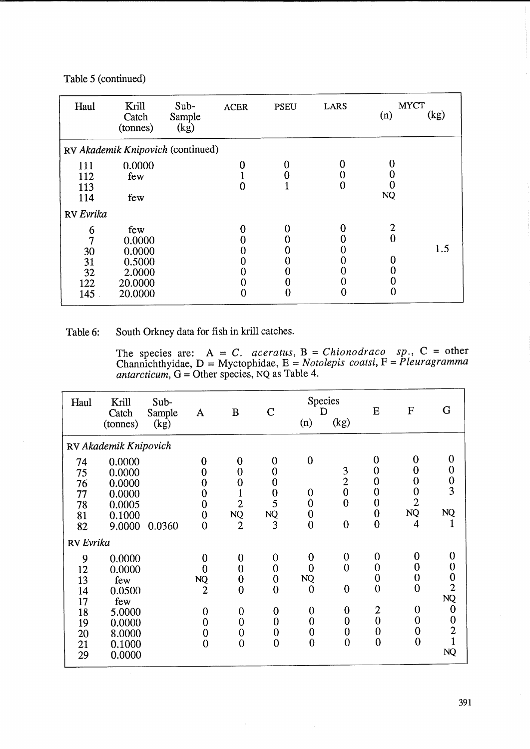Table 5 (continued)

| Haul | Krill Catch (tonnes) | Sub-Sample (kg) | ACER | PSEU | LARS | MYCT (n) | MYCT (kg) |
|---|---|---|---|---|---|---|---|
| RV *Akademik Knipovich* (continued) | | | | | | | |
| 111 | 0.0000 | | 0 | 0 | 0 | 0 | |
| 112 | few | | 1 | 0 | 0 | 0 | |
| 113 | | | 0 | 1 | 0 | 0 | |
| 114 | few | | | | | NQ | |
| RV *Evrika* | | | | | | | |
| 6 | few | | 0 | 0 | 0 | 2 | |
| 7 | 0.0000 | | 0 | 0 | 0 | 0 | |
| 30 | 0.0000 | | 0 | 0 | 0 | | 1.5 |
| 31 | 0.5000 | | 0 | 0 | 0 | 0 | |
| 32 | 2.0000 | | 0 | 0 | 0 | 0 | |
| 122 | 20.0000 | | 0 | 0 | 0 | 0 | |
| 145 | 20.0000 | | 0 | 0 | 0 | 0 | |

Table 6: South Orkney data for fish in krill catches.

The species are: A = *C. aceratus*, B = *Chionodraco sp.*, C = other Channichthyidae, D = Myctophidae, E = *Notolepis coatsi*, F = *Pleuragramma antarcticum*, G = Other species, NQ as Table 4.

| Haul | Krill Catch (tonnes) | Sub-Sample (kg) | A | B | C | Species D (n) | D (kg) | E | F | G |
|---|---|---|---|---|---|---|---|---|---|---|
| RV *Akademik Knipovich* | | | | | | | | | | |
| 74 | 0.0000 | | 0 | 0 | 0 | 0 | | 0 | 0 | 0 |
| 75 | 0.0000 | | 0 | 0 | 0 | | 3 | 0 | 0 | 0 |
| 76 | 0.0000 | | 0 | 0 | 0 | | 2 | 0 | 0 | 0 |
| 77 | 0.0000 | | 0 | 1 | 0 | 0 | 0 | 0 | 0 | 3 |
| 78 | 0.0005 | | 0 | 2 | 5 | 0 | 0 | 0 | 2 | |
| 81 | 0.1000 | | 0 | NQ | NQ | 0 | | 0 | NQ | NQ |
| 82 | 9.0000 | 0.0360 | 0 | 2 | 3 | 0 | 0 | 0 | 4 | 1 |
| RV *Evrika* | | | | | | | | | | |
| 9 | 0.0000 | | 0 | 0 | 0 | 0 | 0 | 0 | 0 | 0 |
| 12 | 0.0000 | | 0 | 0 | 0 | 0 | 0 | 0 | 0 | 0 |
| 13 | few | | NQ | 0 | 0 | NQ | | 0 | 0 | 0 |
| 14 | 0.0500 | | 2 | 0 | 0 | 0 | 0 | 0 | 0 | 2 |
| 17 | few | | | | | | | | | NQ |
| 18 | 5.0000 | | 0 | 0 | 0 | 0 | 0 | 2 | 0 | 0 |
| 19 | 0.0000 | | 0 | 0 | 0 | 0 | 0 | 0 | 0 | 0 |
| 20 | 8.0000 | | 0 | 0 | 0 | 0 | 0 | 0 | 0 | 2 |
| 21 | 0.1000 | | 0 | 0 | 0 | 0 | 0 | 0 | 0 | 1 |
| 29 | 0.0000 | | | | | | | | | NQ |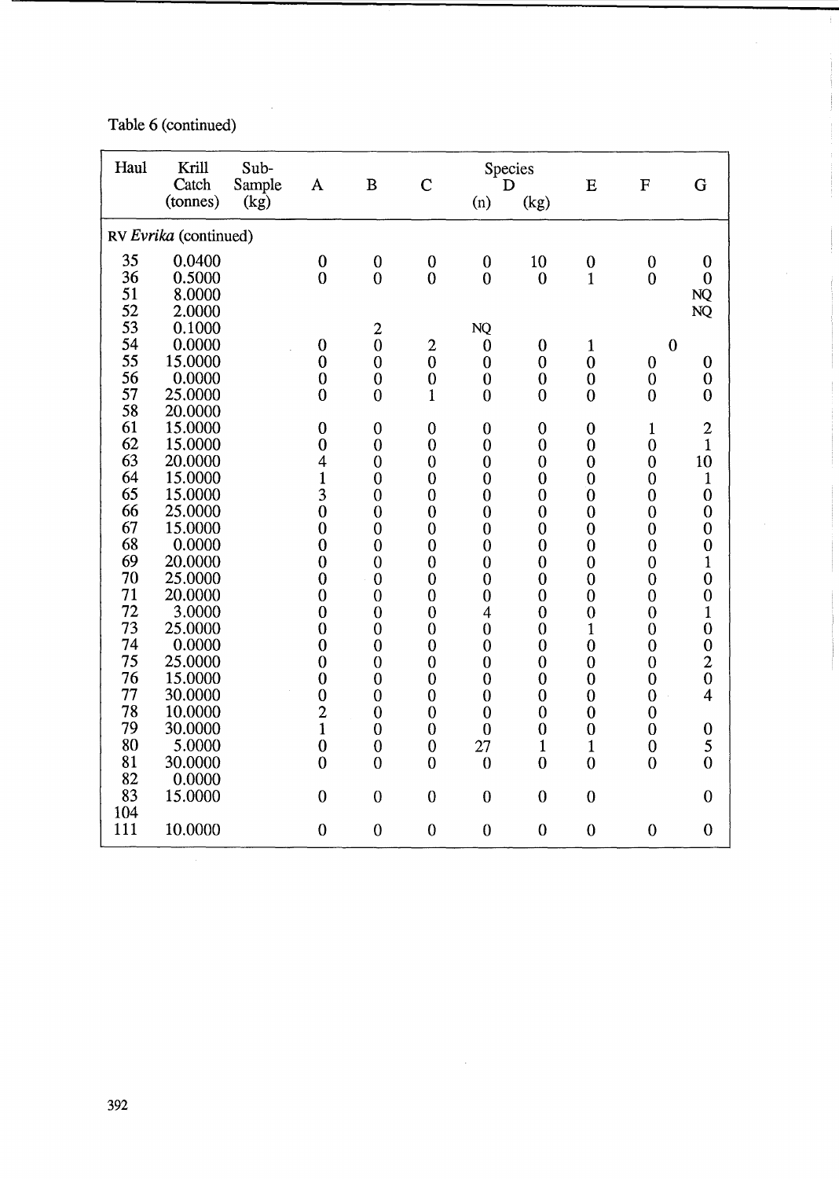Table 6 (continued)

| Haul | Krill Catch (tonnes) | Sub-Sample (kg) | A | B | C | Species D (n) | Species D (kg) | E | F | G |
|---|---|---|---|---|---|---|---|---|---|---|
| RV *Evrika* (continued) | | | | | | | | | | |
| 35 | 0.0400 | | 0 | 0 | 0 | 0 | 10 | 0 | 0 | 0 |
| 36 | 0.5000 | | 0 | 0 | 0 | 0 | 0 | 1 | 0 | 0 |
| 51 | 8.0000 | | | | | | | | | NQ |
| 52 | 2.0000 | | | | | | | | | NQ |
| 53 | 0.1000 | | | 2 | | NQ | | | | |
| 54 | 0.0000 | | 0 | 0 | 2 | 0 | 0 | 1 | 0 | |
| 55 | 15.0000 | | 0 | 0 | 0 | 0 | 0 | 0 | 0 | 0 |
| 56 | 0.0000 | | 0 | 0 | 0 | 0 | 0 | 0 | 0 | 0 |
| 57 | 25.0000 | | 0 | 0 | 1 | 0 | 0 | 0 | 0 | 0 |
| 58 | 20.0000 | | | | | | | | | |
| 61 | 15.0000 | | 0 | 0 | 0 | 0 | 0 | 0 | 1 | 2 |
| 62 | 15.0000 | | 0 | 0 | 0 | 0 | 0 | 0 | 0 | 1 |
| 63 | 20.0000 | | 4 | 0 | 0 | 0 | 0 | 0 | 0 | 10 |
| 64 | 15.0000 | | 1 | 0 | 0 | 0 | 0 | 0 | 0 | 1 |
| 65 | 15.0000 | | 3 | 0 | 0 | 0 | 0 | 0 | 0 | 0 |
| 66 | 25.0000 | | 0 | 0 | 0 | 0 | 0 | 0 | 0 | 0 |
| 67 | 15.0000 | | 0 | 0 | 0 | 0 | 0 | 0 | 0 | 0 |
| 68 | 0.0000 | | 0 | 0 | 0 | 0 | 0 | 0 | 0 | 0 |
| 69 | 20.0000 | | 0 | 0 | 0 | 0 | 0 | 0 | 0 | 1 |
| 70 | 25.0000 | | 0 | 0 | 0 | 0 | 0 | 0 | 0 | 0 |
| 71 | 20.0000 | | 0 | 0 | 0 | 0 | 0 | 0 | 0 | 0 |
| 72 | 3.0000 | | 0 | 0 | 0 | 4 | 0 | 0 | 0 | 1 |
| 73 | 25.0000 | | 0 | 0 | 0 | 0 | 0 | 1 | 0 | 0 |
| 74 | 0.0000 | | 0 | 0 | 0 | 0 | 0 | 0 | 0 | 0 |
| 75 | 25.0000 | | 0 | 0 | 0 | 0 | 0 | 0 | 0 | 2 |
| 76 | 15.0000 | | 0 | 0 | 0 | 0 | 0 | 0 | 0 | 0 |
| 77 | 30.0000 | | 0 | 0 | 0 | 0 | 0 | 0 | 0 | 4 |
| 78 | 10.0000 | | 2 | 0 | 0 | 0 | 0 | 0 | 0 | |
| 79 | 30.0000 | | 1 | 0 | 0 | 0 | 0 | 0 | 0 | 0 |
| 80 | 5.0000 | | 0 | 0 | 0 | 27 | 1 | 1 | 0 | 5 |
| 81 | 30.0000 | | 0 | 0 | 0 | 0 | 0 | 0 | 0 | 0 |
| 82 | 0.0000 | | | | | | | | | |
| 83 | 15.0000 | | 0 | 0 | 0 | 0 | 0 | 0 | | 0 |
| 104 | | | | | | | | | | |
| 111 | 10.0000 | | 0 | 0 | 0 | 0 | 0 | 0 | 0 | 0 |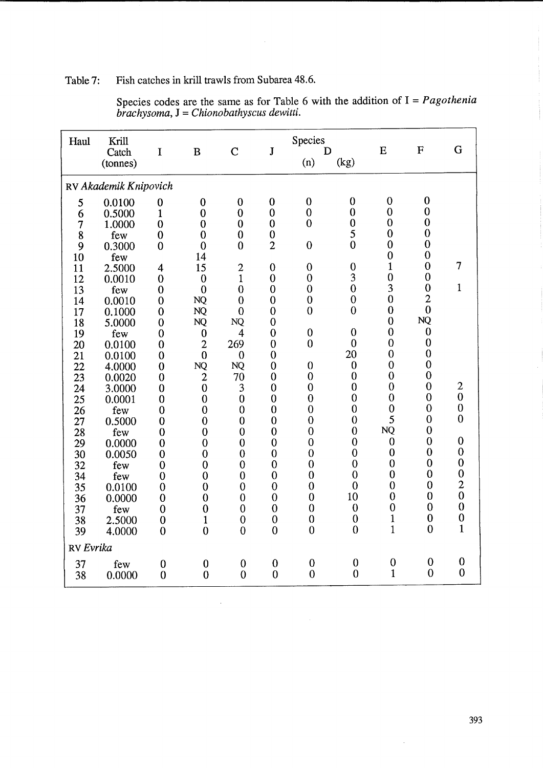Table 7: Fish catches in krill trawls from Subarea 48.6.

Species codes are the same as for Table 6 with the addition of I = *Pagothenia brachysoma*, J = *Chionobathyscus dewitti*.

| Haul | Krill Catch (tonnes) | I | B | C | J | Species D (n) | D (kg) | E | F | G |
|---|---|---|---|---|---|---|---|---|---|---|
| RV *Akademik Knipovich* | | | | | | | | | | |
| 5 | 0.0100 | 0 | 0 | 0 | 0 | 0 | 0 | 0 | 0 | |
| 6 | 0.5000 | 1 | 0 | 0 | 0 | 0 | 0 | 0 | 0 | |
| 7 | 1.0000 | 0 | 0 | 0 | 0 | 0 | 0 | 0 | 0 | |
| 8 | few | 0 | 0 | 0 | 0 | | 5 | 0 | 0 | |
| 9 | 0.3000 | 0 | 0 | 0 | 2 | 0 | 0 | 0 | 0 | |
| 10 | few | | 14 | | | | | 0 | 0 | |
| 11 | 2.5000 | 4 | 15 | 2 | 0 | 0 | 0 | 1 | 0 | 7 |
| 12 | 0.0010 | 0 | 0 | 1 | 0 | 0 | 3 | 0 | 0 | |
| 13 | few | 0 | 0 | 0 | 0 | 0 | 0 | 3 | 0 | 1 |
| 14 | 0.0010 | 0 | NQ | 0 | 0 | 0 | 0 | 0 | 2 | |
| 17 | 0.1000 | 0 | NQ | 0 | 0 | 0 | 0 | 0 | 0 | |
| 18 | 5.0000 | 0 | NQ | NQ | 0 | | | 0 | NQ | |
| 19 | few | 0 | 0 | 4 | 0 | 0 | 0 | 0 | 0 | |
| 20 | 0.0100 | 0 | 2 | 269 | 0 | 0 | 0 | 0 | 0 | |
| 21 | 0.0100 | 0 | 0 | 0 | 0 | | 20 | 0 | 0 | |
| 22 | 4.0000 | 0 | NQ | NQ | 0 | 0 | 0 | 0 | 0 | |
| 23 | 0.0020 | 0 | 2 | 70 | 0 | 0 | 0 | 0 | 0 | |
| 24 | 3.0000 | 0 | 0 | 3 | 0 | 0 | 0 | 0 | 0 | 2 |
| 25 | 0.0001 | 0 | 0 | 0 | 0 | 0 | 0 | 0 | 0 | 0 |
| 26 | few | 0 | 0 | 0 | 0 | 0 | 0 | 0 | 0 | 0 |
| 27 | 0.5000 | 0 | 0 | 0 | 0 | 0 | 0 | 5 | 0 | 0 |
| 28 | few | 0 | 0 | 0 | 0 | 0 | 0 | NQ | 0 | |
| 29 | 0.0000 | 0 | 0 | 0 | 0 | 0 | 0 | 0 | 0 | 0 |
| 30 | 0.0050 | 0 | 0 | 0 | 0 | 0 | 0 | 0 | 0 | 0 |
| 32 | few | 0 | 0 | 0 | 0 | 0 | 0 | 0 | 0 | 0 |
| 34 | few | 0 | 0 | 0 | 0 | 0 | 0 | 0 | 0 | 0 |
| 35 | 0.0100 | 0 | 0 | 0 | 0 | 0 | 0 | 0 | 0 | 2 |
| 36 | 0.0000 | 0 | 0 | 0 | 0 | 0 | 10 | 0 | 0 | 0 |
| 37 | few | 0 | 0 | 0 | 0 | 0 | 0 | 0 | 0 | 0 |
| 38 | 2.5000 | 0 | 1 | 0 | 0 | 0 | 0 | 1 | 0 | 0 |
| 39 | 4.0000 | 0 | 0 | 0 | 0 | 0 | 0 | 1 | 0 | 1 |
| RV *Evrika* | | | | | | | | | | |
| 37 | few | 0 | 0 | 0 | 0 | 0 | 0 | 0 | 0 | 0 |
| 38 | 0.0000 | 0 | 0 | 0 | 0 | 0 | 0 | 1 | 0 | 0 |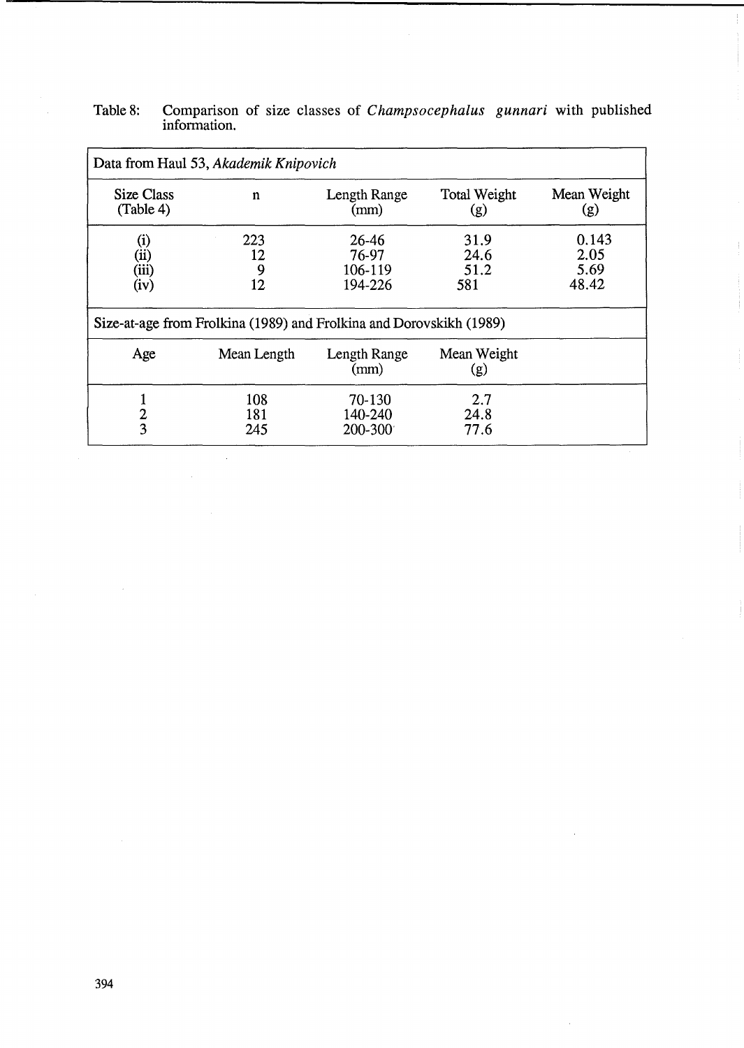Table 8: Comparison of size classes of *Champsocephalus gunnari* with published information.

| Data from Haul 53, *Akademik Knipovich* | | | | |
|---|---|---|---|---|
| Size Class (Table 4) | n | Length Range (mm) | Total Weight (g) | Mean Weight (g) |
| (i) | 223 | 26-46 | 31.9 | 0.143 |
| (ii) | 12 | 76-97 | 24.6 | 2.05 |
| (iii) | 9 | 106-119 | 51.2 | 5.69 |
| (iv) | 12 | 194-226 | 581 | 48.42 |
| **Size-at-age from Frolkina (1989) and Frolkina and Dorovskikh (1989)** | | | | |
| Age | Mean Length | Length Range (mm) | Mean Weight (g) | |
| 1 | 108 | 70-130 | 2.7 | |
| 2 | 181 | 140-240 | 24.8 | |
| 3 | 245 | 200-300 | 77.6 | |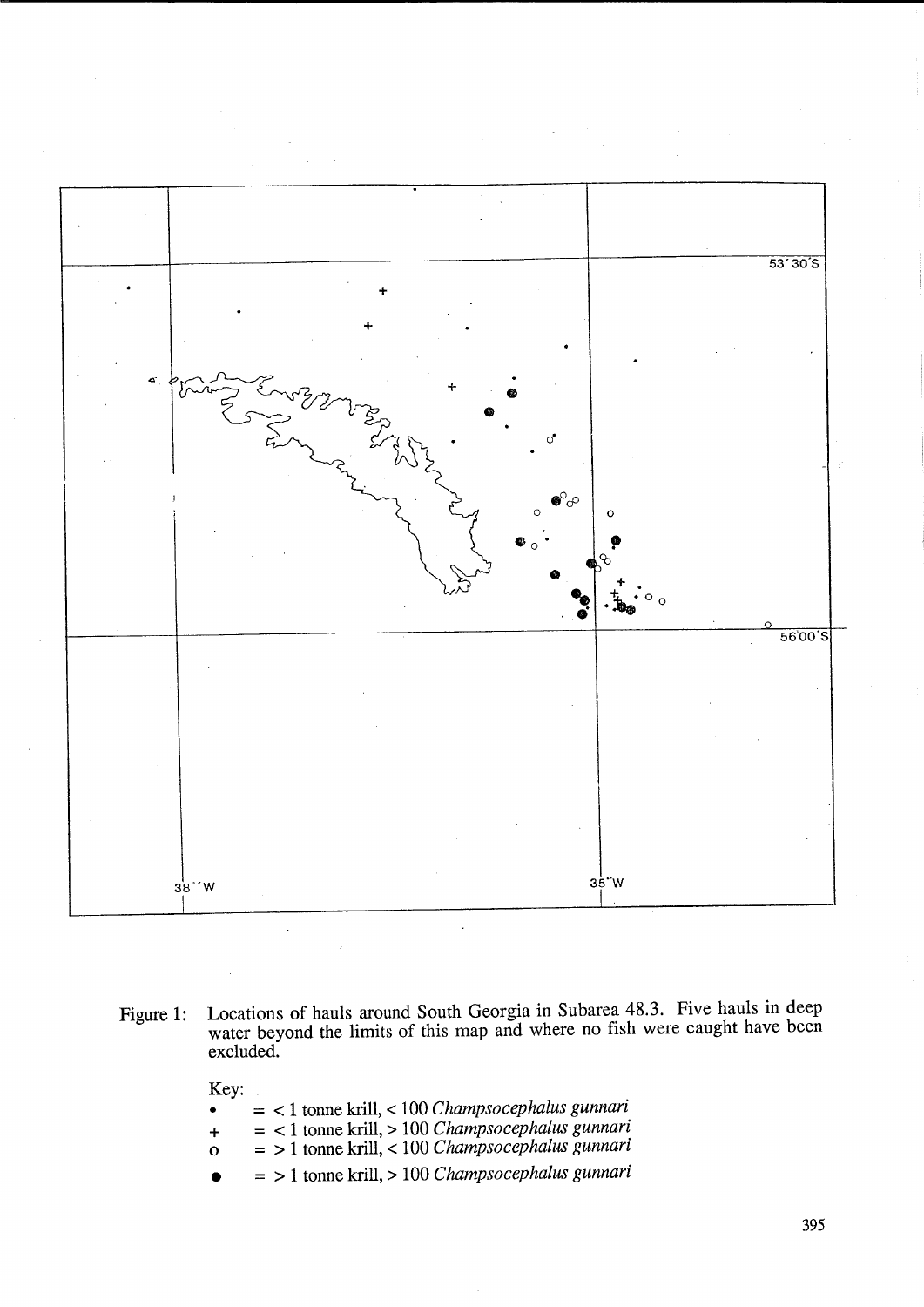Figure 1: Locations of hauls around South Georgia in Subarea 48.3. Five hauls in deep water beyond the limits of this map and where no fish were caught have been excluded.

Key:

- • = < 1 tonne krill, < 100 *Champsocephalus gunnari*
- \+ = < 1 tonne krill, > 100 *Champsocephalus gunnari*
- o = > 1 tonne krill, < 100 *Champsocephalus gunnari*
- ● = > 1 tonne krill, > 100 *Champsocephalus gunnari*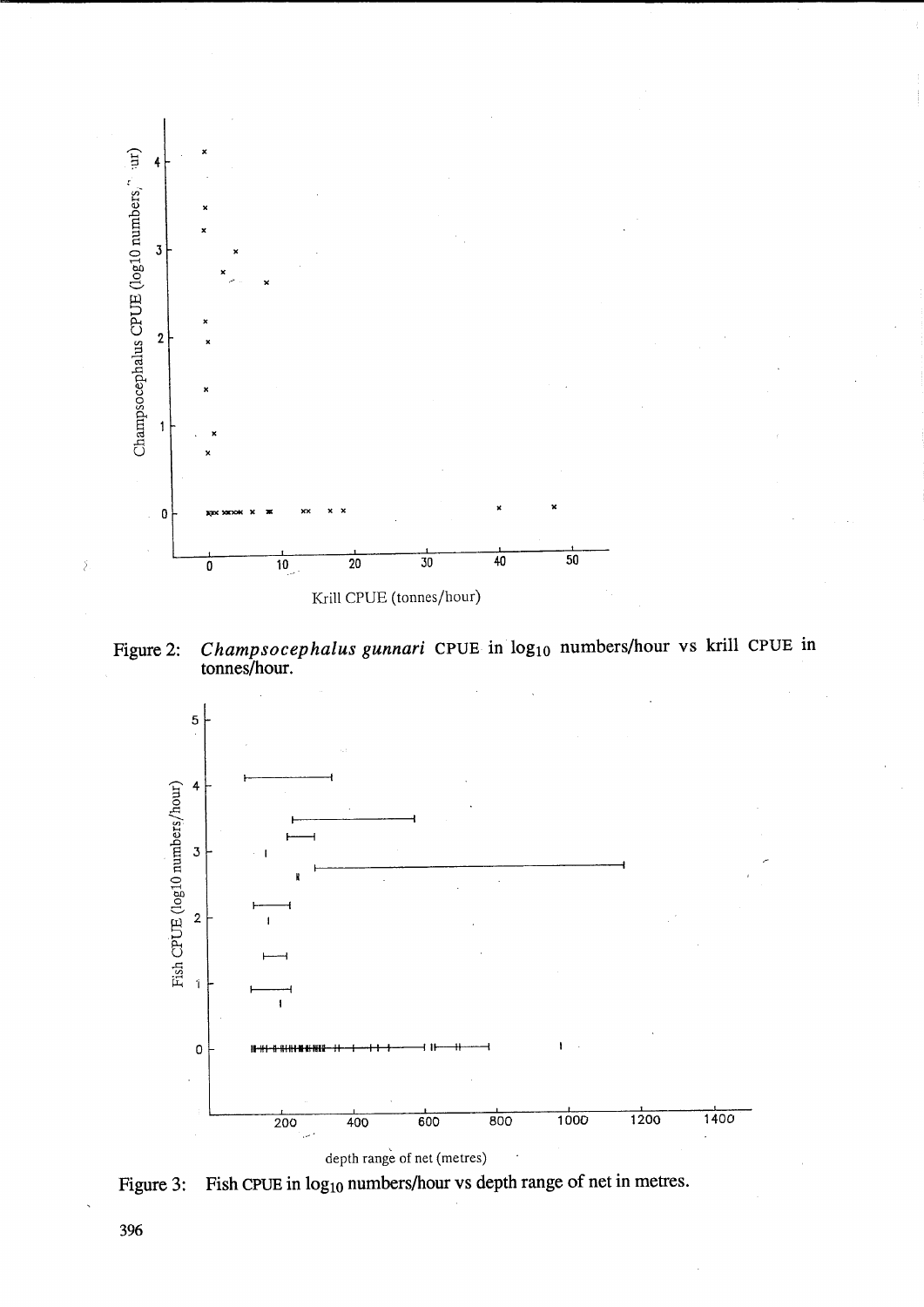Figure 2: *Champsocephalus gunnari* CPUE in $\log_{10}$ numbers/hour vs krill CPUE in tonnes/hour.

Figure 3: Fish CPUE in $\log_{10}$ numbers/hour vs depth range of net in metres.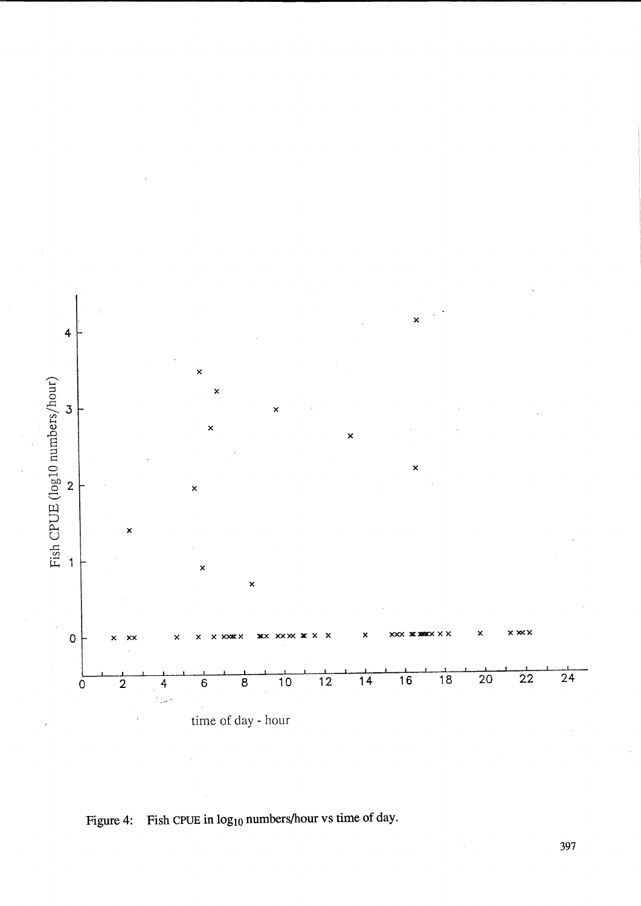Figure 4: Fish CPUE in $\log_{10}$ numbers/hour vs time of day.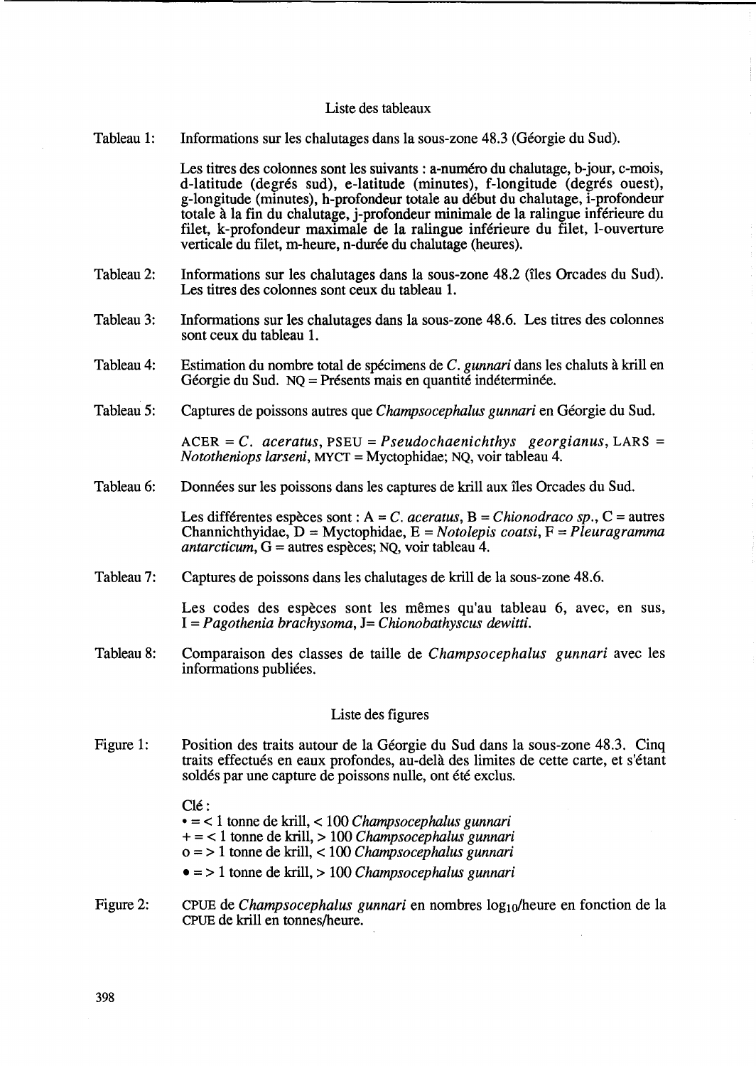## Liste des tableaux

Tableau 1: Informations sur les chalutages dans la sous-zone 48.3 (Géorgie du Sud).

Les titres des colonnes sont les suivants : a-numéro du chalutage, b-jour, c-mois, d-latitude (degrés sud), e-latitude (minutes), f-longitude (degrés ouest), g-longitude (minutes), h-profondeur totale au début du chalutage, i-profondeur totale à la fin du chalutage, j-profondeur minimale de la ralingue inférieure du filet, k-profondeur maximale de la ralingue inférieure du filet, l-ouverture verticale du filet, m-heure, n-durée du chalutage (heures).

Tableau 2: Informations sur les chalutages dans la sous-zone 48.2 (îles Orcades du Sud). Les titres des colonnes sont ceux du tableau 1.

Tableau 3: Informations sur les chalutages dans la sous-zone 48.6. Les titres des colonnes sont ceux du tableau 1.

Tableau 4: Estimation du nombre total de spécimens de *C. gunnari* dans les chaluts à krill en Géorgie du Sud. NQ = Présents mais en quantité indéterminée.

Tableau 5: Captures de poissons autres que *Champsocephalus gunnari* en Géorgie du Sud.

ACER = *C. aceratus*, PSEU = *Pseudochaenichthys georgianus*, LARS = *Nototheniops larseni*, MYCT = Myctophidae; NQ, voir tableau 4.

Tableau 6: Données sur les poissons dans les captures de krill aux îles Orcades du Sud.

Les différentes espèces sont : A = *C. aceratus*, B = *Chionodraco sp.*, C = autres Channichthyidae, D = Myctophidae, E = *Notolepis coatsi*, F = *Pleuragramma antarcticum*, G = autres espèces; NQ, voir tableau 4.

Tableau 7: Captures de poissons dans les chalutages de krill de la sous-zone 48.6.

Les codes des espèces sont les mêmes qu'au tableau 6, avec, en sus, I = *Pagothenia brachysoma*, J= *Chionobathyscus dewitti*.

Tableau 8: Comparaison des classes de taille de *Champsocephalus gunnari* avec les informations publiées.

## Liste des figures

Figure 1: Position des traits autour de la Géorgie du Sud dans la sous-zone 48.3. Cinq traits effectués en eaux profondes, au-delà des limites de cette carte, et s'étant soldés par une capture de poissons nulle, ont été exclus.

Clé :
- • = < 1 tonne de krill, < 100 *Champsocephalus gunnari*
- + = < 1 tonne de krill, > 100 *Champsocephalus gunnari*
- o = > 1 tonne de krill, < 100 *Champsocephalus gunnari*
- ● = > 1 tonne de krill, > 100 *Champsocephalus gunnari*

Figure 2: CPUE de *Champsocephalus gunnari* en nombres $\log_{10}$/heure en fonction de la CPUE de krill en tonnes/heure.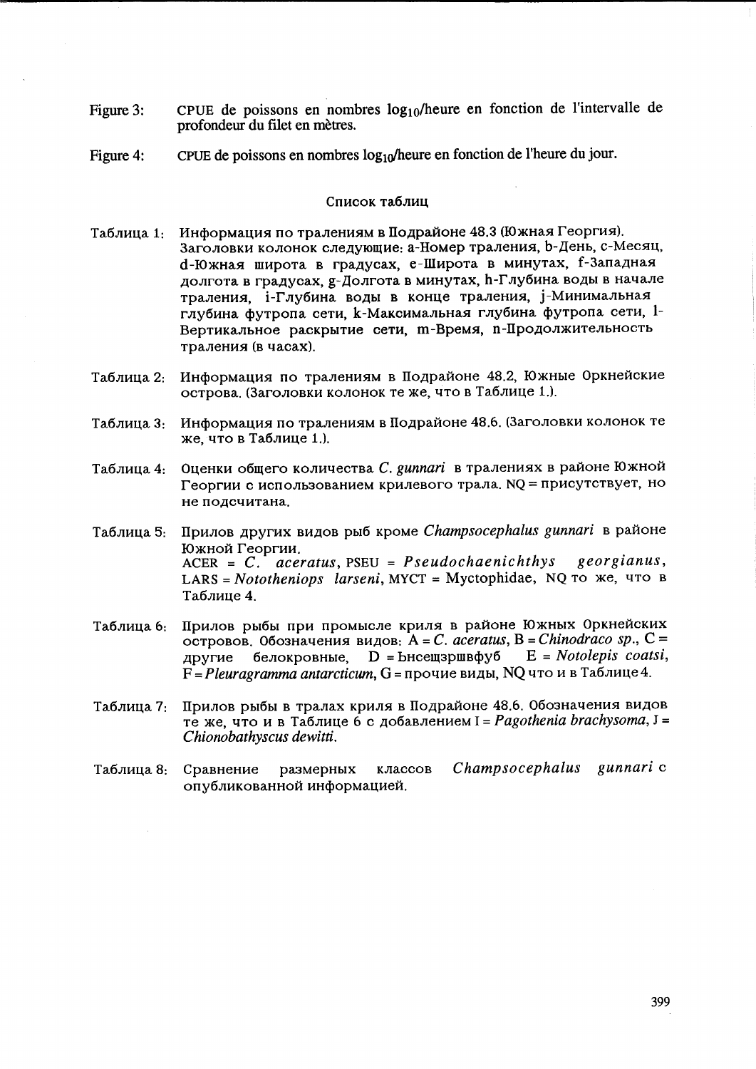Figure 3: CPUE de poissons en nombres $\log_{10}$/heure en fonction de l'intervalle de profondeur du filet en mètres.

Figure 4: CPUE de poissons en nombres $\log_{10}$/heure en fonction de l'heure du jour.

## Список таблиц

Таблица 1: Информация по тралениям в Подрайоне 48.3 (Южная Георгия). Заголовки колонок следующие: а-Номер траления, b-День, с-Месяц, d-Южная широта в градусах, е-Широта в минутах, f-Западная долгота в градусах, g-Долгота в минутах, h-Глубина воды в начале траления, i-Глубина воды в конце траления, j-Минимальная глубина футропа сети, k-Максимальная глубина футропа сети, l-Вертикальное раскрытие сети, m-Время, n-Продолжительность траления (в часах).

Таблица 2: Информация по тралениям в Подрайоне 48.2, Южные Оркнейские острова. (Заголовки колонок те же, что в Таблице 1.).

Таблица 3: Информация по тралениям в Подрайоне 48.6. (Заголовки колонок те же, что в Таблице 1.).

Таблица 4: Оценки общего количества *C. gunnari* в тралениях в районе Южной Георгии с использованием крилевого трала. NQ = присутствует, но не подсчитана.

Таблица 5: Прилов других видов рыб кроме *Champsocephalus gunnari* в районе Южной Георгии.
ACER = *C. aceratus*, PSEU = *Pseudochaenichthys georgianus*, LARS = *Nototheniops larseni*, MYCT = Myctophidae, NQ то же, что в Таблице 4.

Таблица 6: Прилов рыбы при промысле криля в районе Южных Оркнейских островов. Обозначения видов: A = *C. aceratus*, B = *Chinodraco sp.*, C = другие белокровные, D = Ьнсещзршвфуб E = *Notolepis coatsi*, F = *Pleuragramma antarcticum*, G = прочие виды, NQ что и в Таблице 4.

Таблица 7: Прилов рыбы в тралах криля в Подрайоне 48.6. Обозначения видов те же, что и в Таблице 6 с добавлением I = *Pagothenia brachysoma*, J = *Chionobathyscus dewitti*.

Таблица 8: Сравнение размерных классов *Champsocephalus gunnari* с опубликованной информацией.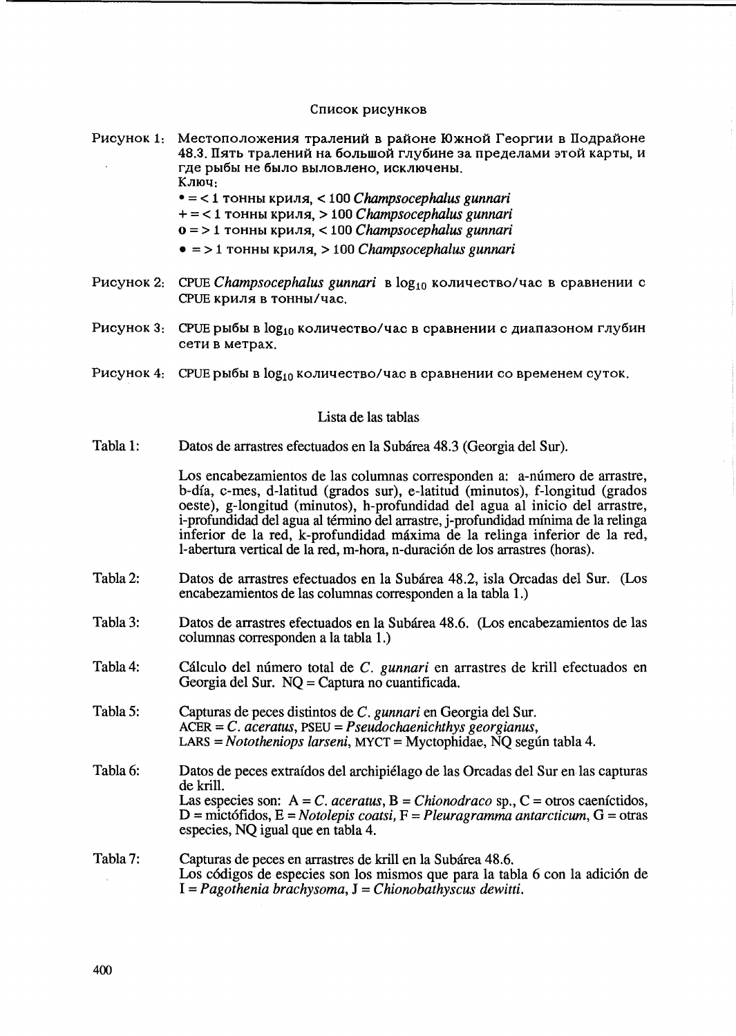## Список рисунков

Рисунок 1: Местоположения тралений в районе Южной Георгии в Подрайоне 48.3. Пять тралений на большой глубине за пределами этой карты, и где рыбы не было выловлено, исключены.
Ключ:
• = < 1 тонны криля, < 100 *Champsocephalus gunnari*
+ = < 1 тонны криля, > 100 *Champsocephalus gunnari*
o = > 1 тонны криля, < 100 *Champsocephalus gunnari*
• = > 1 тонны криля, > 100 *Champsocephalus gunnari*

Рисунок 2: CPUE *Champsocephalus gunnari* в $\log_{10}$ количество/час в сравнении с CPUE криля в тонны/час.

Рисунок 3: CPUE рыбы в $\log_{10}$ количество/час в сравнении с диапазоном глубин сети в метрах.

Рисунок 4: CPUE рыбы в $\log_{10}$ количество/час в сравнении со временем суток.

## Lista de las tablas

Tabla 1: Datos de arrastres efectuados en la Subárea 48.3 (Georgia del Sur).

Los encabezamientos de las columnas corresponden a: a-número de arrastre, b-día, c-mes, d-latitud (grados sur), e-latitud (minutos), f-longitud (grados oeste), g-longitud (minutos), h-profundidad del agua al inicio del arrastre, i-profundidad del agua al término del arrastre, j-profundidad mínima de la relinga inferior de la red, k-profundidad máxima de la relinga inferior de la red, l-abertura vertical de la red, m-hora, n-duración de los arrastres (horas).

Tabla 2: Datos de arrastres efectuados en la Subárea 48.2, isla Orcadas del Sur. (Los encabezamientos de las columnas corresponden a la tabla 1.)

Tabla 3: Datos de arrastres efectuados en la Subárea 48.6. (Los encabezamientos de las columnas corresponden a la tabla 1.)

Tabla 4: Cálculo del número total de *C. gunnari* en arrastres de krill efectuados en Georgia del Sur. NQ = Captura no cuantificada.

Tabla 5: Capturas de peces distintos de *C. gunnari* en Georgia del Sur.
ACER = *C. aceratus*, PSEU = *Pseudochaenichthys georgianus*,
LARS = *Nototheniops larseni*, MYCT = Myctophidae, NQ según tabla 4.

Tabla 6: Datos de peces extraídos del archipiélago de las Orcadas del Sur en las capturas de krill.
Las especies son: A = *C. aceratus*, B = *Chionodraco* sp., C = otros caeníctidos, D = mictófidos, E = *Notolepis coatsi*, F = *Pleuragramma antarcticum*, G = otras especies, NQ igual que en tabla 4.

Tabla 7: Capturas de peces en arrastres de krill en la Subárea 48.6.
Los códigos de especies son los mismos que para la tabla 6 con la adición de I = *Pagothenia brachysoma*, J = *Chionobathyscus dewitti*.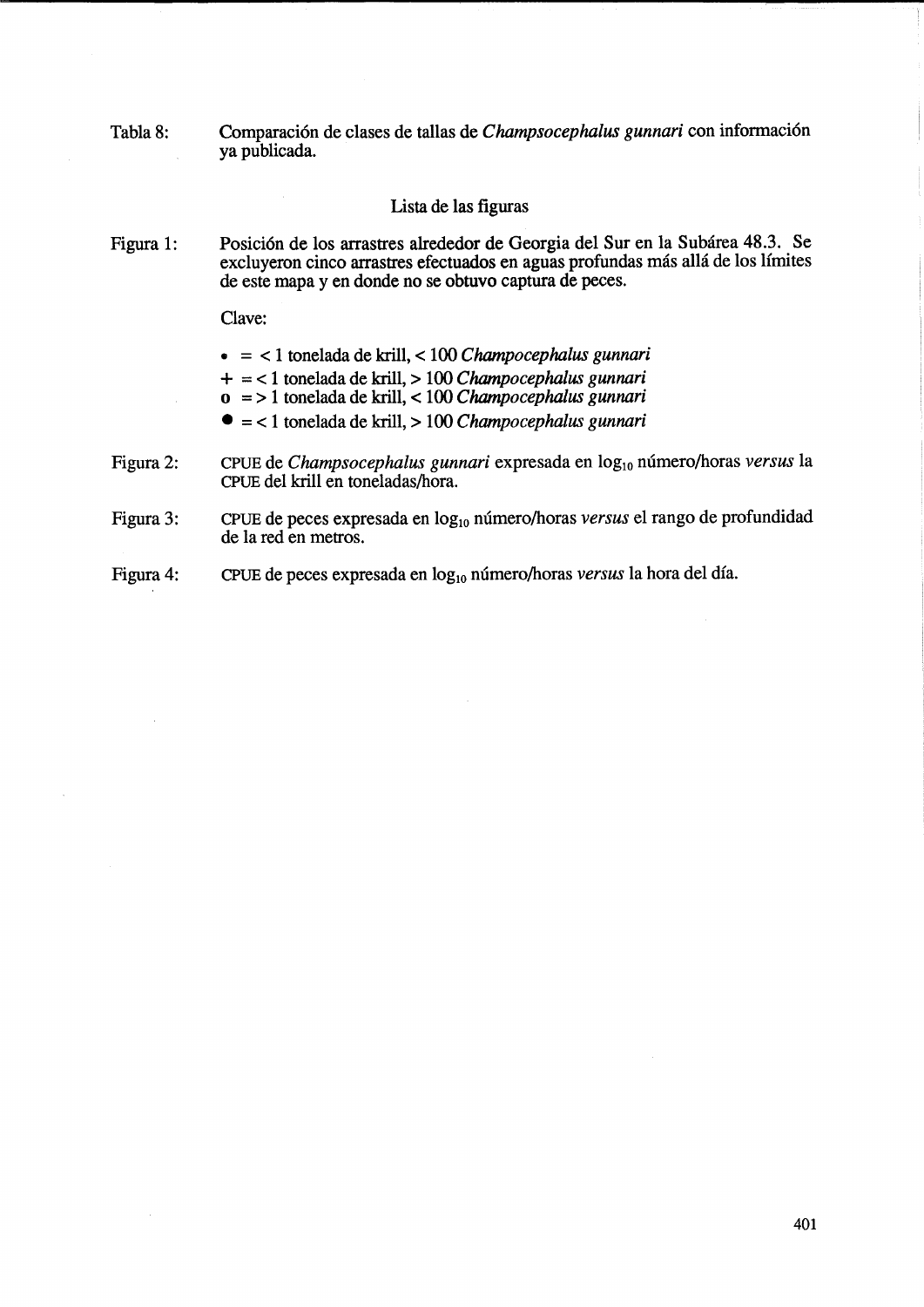Tabla 8: Comparación de clases de tallas de *Champsocephalus gunnari* con información ya publicada.

## Lista de las figuras

Figura 1: Posición de los arrastres alrededor de Georgia del Sur en la Subárea 48.3. Se excluyeron cinco arrastres efectuados en aguas profundas más allá de los límites de este mapa y en donde no se obtuvo captura de peces.

Clave:

- • = < 1 tonelada de krill, < 100 *Champocephalus gunnari*
- \+ = < 1 tonelada de krill, > 100 *Champocephalus gunnari*
- o = > 1 tonelada de krill, < 100 *Champocephalus gunnari*
- ● = < 1 tonelada de krill, > 100 *Champocephalus gunnari*

Figura 2: CPUE de *Champsocephalus gunnari* expresada en $\log_{10}$ número/horas *versus* la CPUE del krill en toneladas/hora.

Figura 3: CPUE de peces expresada en $\log_{10}$ número/horas *versus* el rango de profundidad de la red en metros.

Figura 4: CPUE de peces expresada en $\log_{10}$ número/horas *versus* la hora del día.